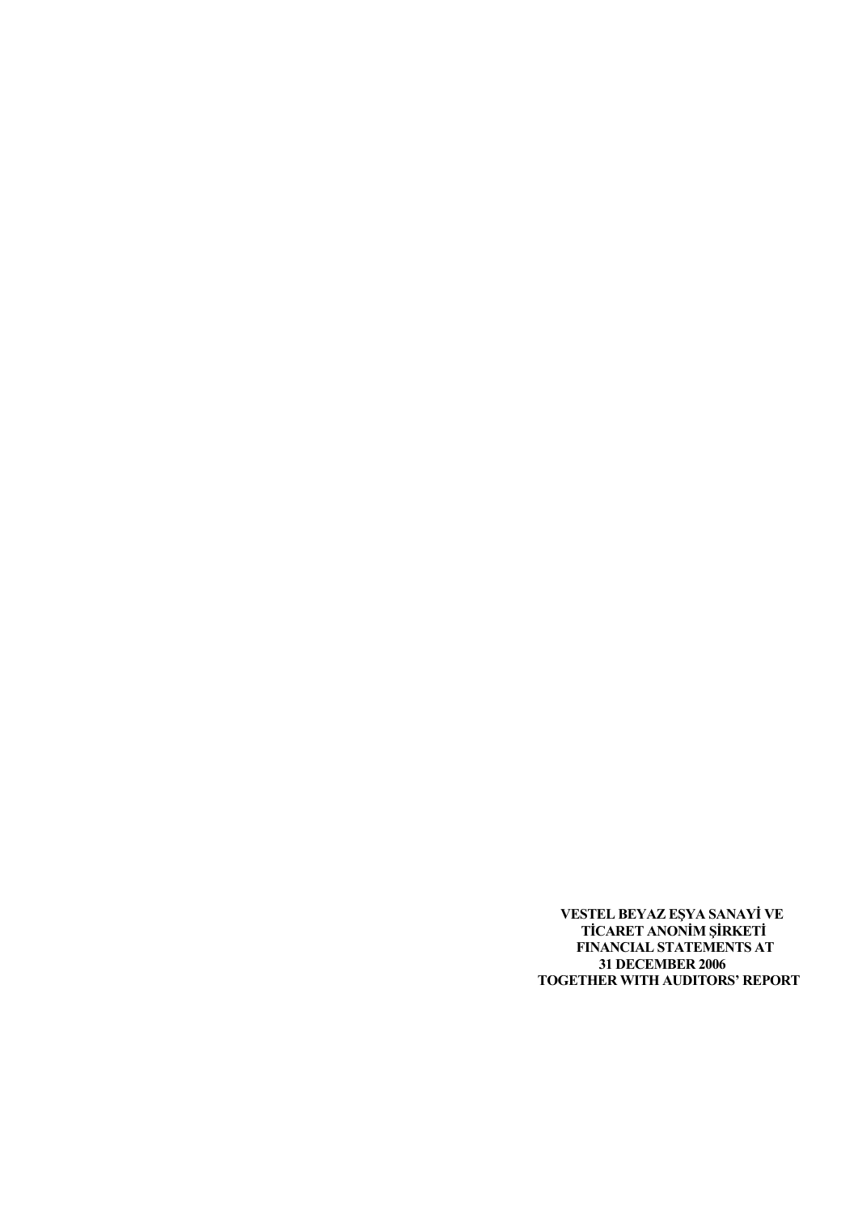**VESTEL BEYAZ EŞYA SANAYİ VE TİCARET ANONİM ŞİRKETİ**
**FINANCIAL STATEMENTS AT 31 DECEMBER 2006**
**TOGETHER WITH AUDITORS' REPORT**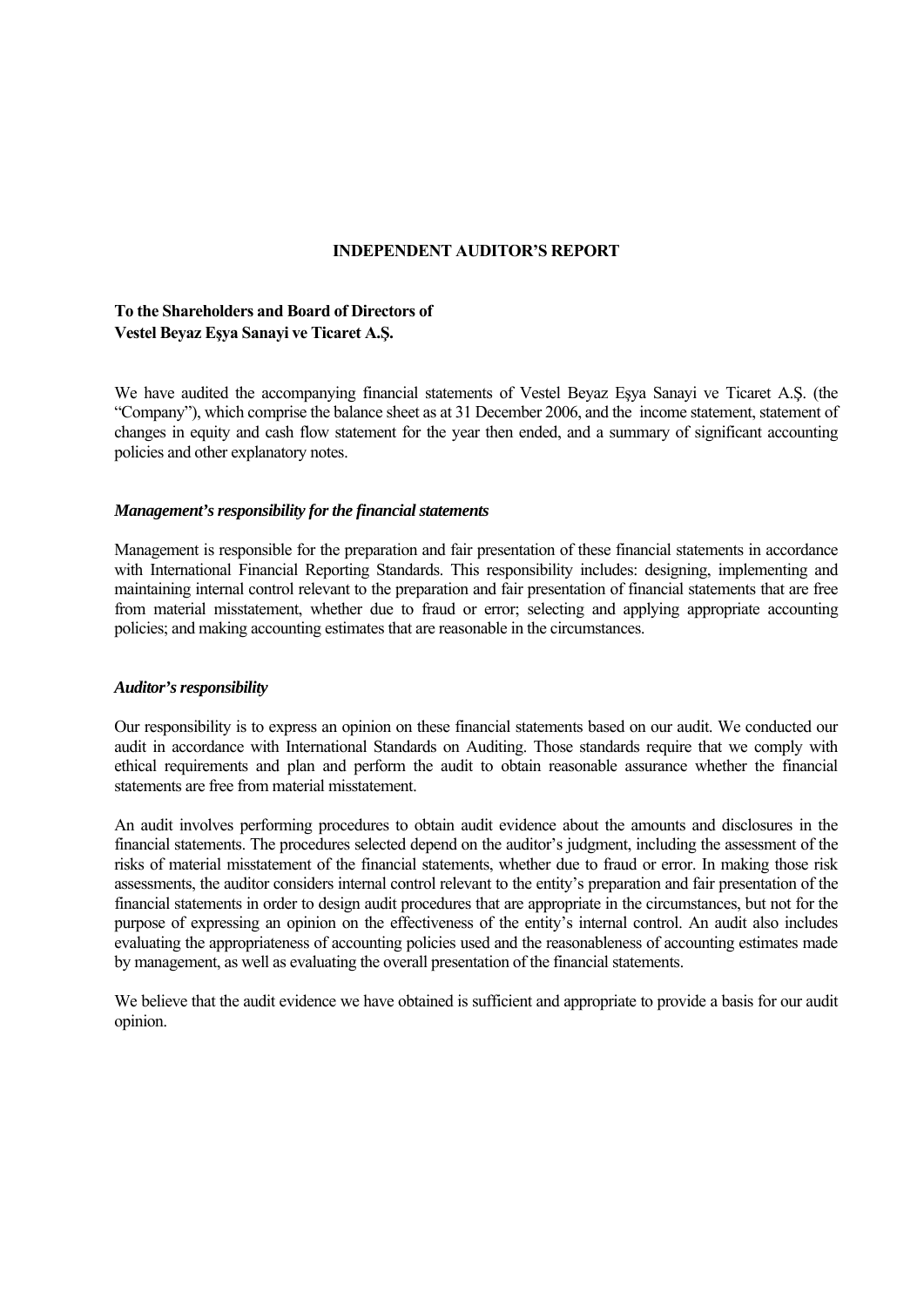# INDEPENDENT AUDITOR'S REPORT

**To the Shareholders and Board of Directors of**
**Vestel Beyaz Eşya Sanayi ve Ticaret A.Ş.**

We have audited the accompanying financial statements of Vestel Beyaz Eşya Sanayi ve Ticaret A.Ş. (the "Company"), which comprise the balance sheet as at 31 December 2006, and the income statement, statement of changes in equity and cash flow statement for the year then ended, and a summary of significant accounting policies and other explanatory notes.

***Management's responsibility for the financial statements***

Management is responsible for the preparation and fair presentation of these financial statements in accordance with International Financial Reporting Standards. This responsibility includes: designing, implementing and maintaining internal control relevant to the preparation and fair presentation of financial statements that are free from material misstatement, whether due to fraud or error; selecting and applying appropriate accounting policies; and making accounting estimates that are reasonable in the circumstances.

***Auditor's responsibility***

Our responsibility is to express an opinion on these financial statements based on our audit. We conducted our audit in accordance with International Standards on Auditing. Those standards require that we comply with ethical requirements and plan and perform the audit to obtain reasonable assurance whether the financial statements are free from material misstatement.

An audit involves performing procedures to obtain audit evidence about the amounts and disclosures in the financial statements. The procedures selected depend on the auditor's judgment, including the assessment of the risks of material misstatement of the financial statements, whether due to fraud or error. In making those risk assessments, the auditor considers internal control relevant to the entity's preparation and fair presentation of the financial statements in order to design audit procedures that are appropriate in the circumstances, but not for the purpose of expressing an opinion on the effectiveness of the entity's internal control. An audit also includes evaluating the appropriateness of accounting policies used and the reasonableness of accounting estimates made by management, as well as evaluating the overall presentation of the financial statements.

We believe that the audit evidence we have obtained is sufficient and appropriate to provide a basis for our audit opinion.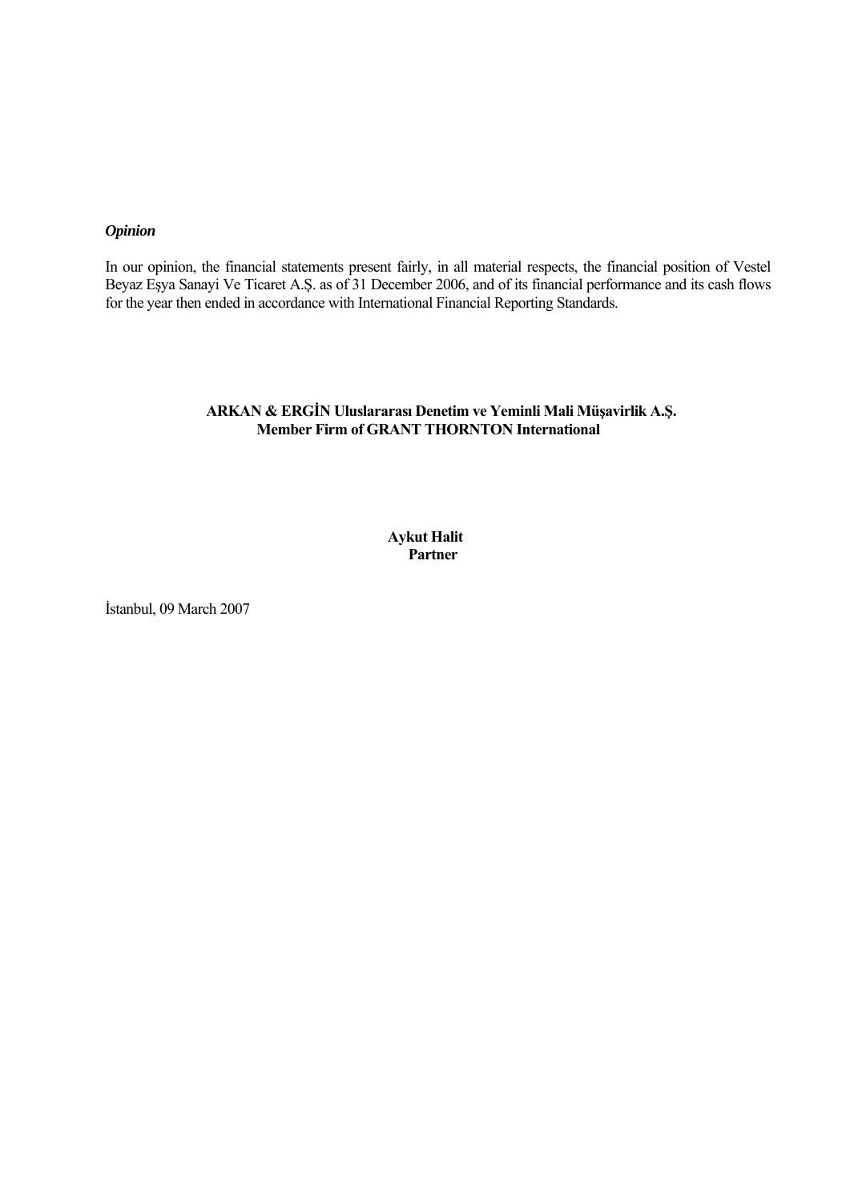***Opinion***

In our opinion, the financial statements present fairly, in all material respects, the financial position of Vestel Beyaz Eşya Sanayi Ve Ticaret A.Ş. as of 31 December 2006, and of its financial performance and its cash flows for the year then ended in accordance with International Financial Reporting Standards.

**ARKAN & ERGİN Uluslararası Denetim ve Yeminli Mali Müşavirlik A.Ş.**
**Member Firm of GRANT THORNTON International**

**Aykut Halit**
**Partner**

İstanbul, 09 March 2007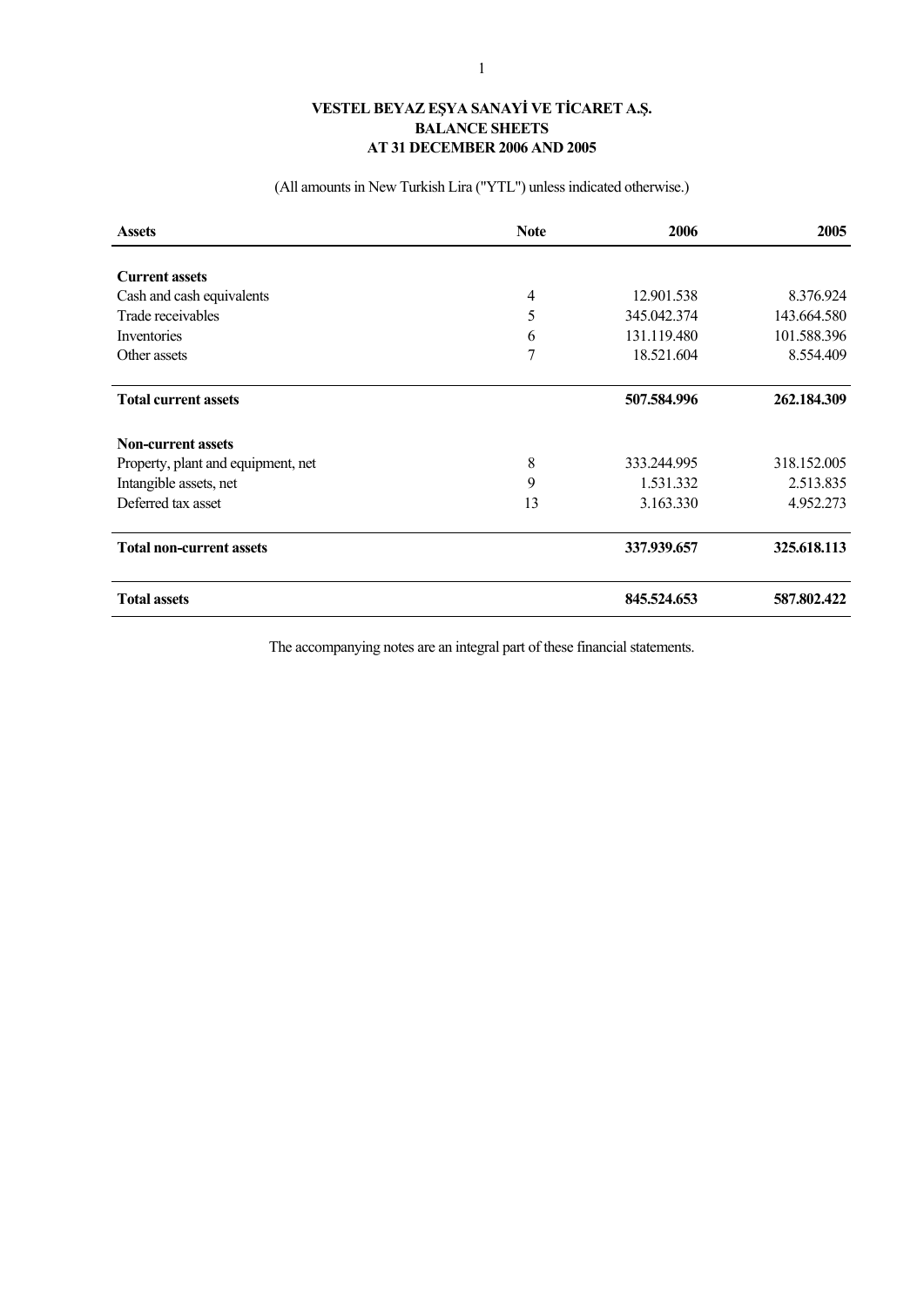**VESTEL BEYAZ EŞYA SANAYİ VE TİCARET A.Ş.**
**BALANCE SHEETS**
**AT 31 DECEMBER 2006 AND 2005**

(All amounts in New Turkish Lira ("YTL") unless indicated otherwise.)

| **Assets** | **Note** | **2006** | **2005** |
|---|---|---|---|
| **Current assets** | | | |
| Cash and cash equivalents | 4 | 12.901.538 | 8.376.924 |
| Trade receivables | 5 | 345.042.374 | 143.664.580 |
| Inventories | 6 | 131.119.480 | 101.588.396 |
| Other assets | 7 | 18.521.604 | 8.554.409 |
| **Total current assets** | | **507.584.996** | **262.184.309** |
| **Non-current assets** | | | |
| Property, plant and equipment, net | 8 | 333.244.995 | 318.152.005 |
| Intangible assets, net | 9 | 1.531.332 | 2.513.835 |
| Deferred tax asset | 13 | 3.163.330 | 4.952.273 |
| **Total non-current assets** | | **337.939.657** | **325.618.113** |
| **Total assets** | | **845.524.653** | **587.802.422** |

The accompanying notes are an integral part of these financial statements.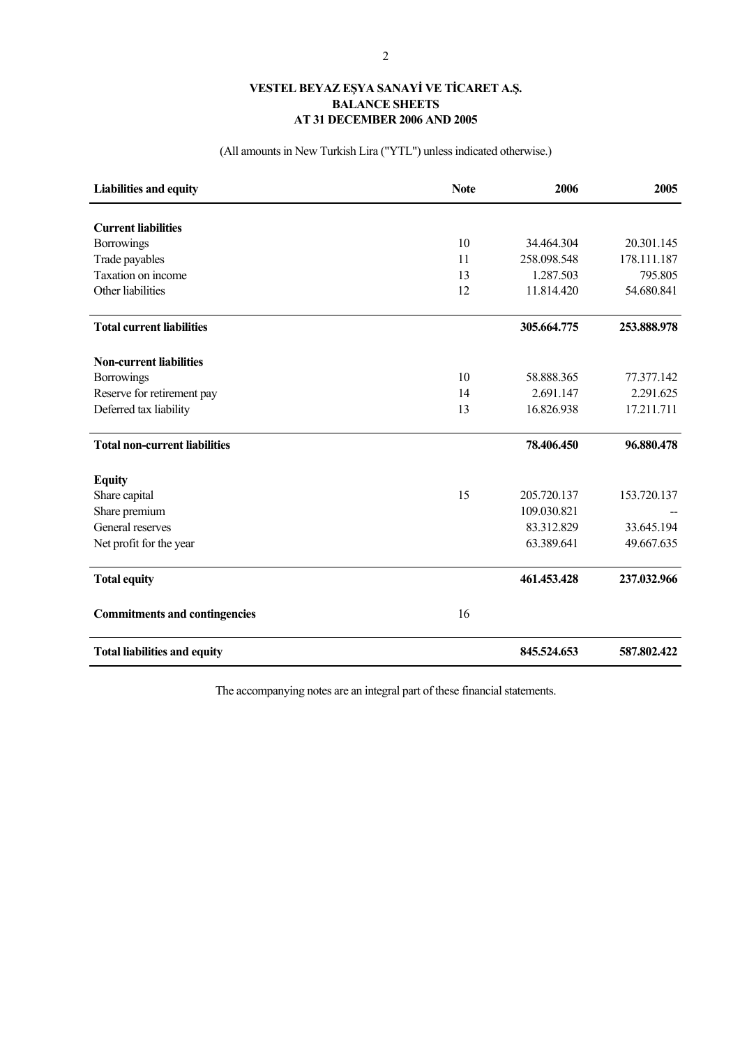**VESTEL BEYAZ EŞYA SANAYİ VE TİCARET A.Ş.**
**BALANCE SHEETS**
**AT 31 DECEMBER 2006 AND 2005**

(All amounts in New Turkish Lira ("YTL") unless indicated otherwise.)

| Liabilities and equity | Note | 2006 | 2005 |
|---|---|---|---|
| **Current liabilities** | | | |
| Borrowings | 10 | 34.464.304 | 20.301.145 |
| Trade payables | 11 | 258.098.548 | 178.111.187 |
| Taxation on income | 13 | 1.287.503 | 795.805 |
| Other liabilities | 12 | 11.814.420 | 54.680.841 |
| **Total current liabilities** | | **305.664.775** | **253.888.978** |
| **Non-current liabilities** | | | |
| Borrowings | 10 | 58.888.365 | 77.377.142 |
| Reserve for retirement pay | 14 | 2.691.147 | 2.291.625 |
| Deferred tax liability | 13 | 16.826.938 | 17.211.711 |
| **Total non-current liabilities** | | **78.406.450** | **96.880.478** |
| **Equity** | | | |
| Share capital | 15 | 205.720.137 | 153.720.137 |
| Share premium | | 109.030.821 | -- |
| General reserves | | 83.312.829 | 33.645.194 |
| Net profit for the year | | 63.389.641 | 49.667.635 |
| **Total equity** | | **461.453.428** | **237.032.966** |
| **Commitments and contingencies** | 16 | | |
| **Total liabilities and equity** | | **845.524.653** | **587.802.422** |

The accompanying notes are an integral part of these financial statements.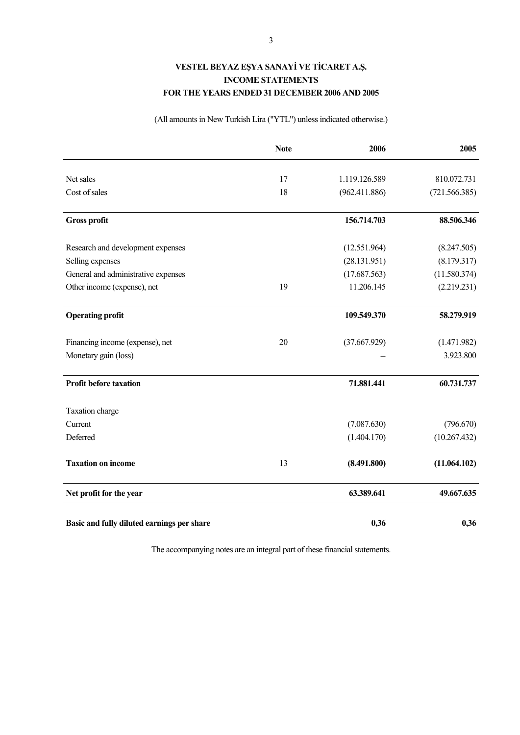# VESTEL BEYAZ EŞYA SANAYİ VE TİCARET A.Ş.
## INCOME STATEMENTS
## FOR THE YEARS ENDED 31 DECEMBER 2006 AND 2005

(All amounts in New Turkish Lira ("YTL") unless indicated otherwise.)

| | Note | 2006 | 2005 |
|---|---|---|---|
| Net sales | 17 | 1.119.126.589 | 810.072.731 |
| Cost of sales | 18 | (962.411.886) | (721.566.385) |
| **Gross profit** | | **156.714.703** | **88.506.346** |
| Research and development expenses | | (12.551.964) | (8.247.505) |
| Selling expenses | | (28.131.951) | (8.179.317) |
| General and administrative expenses | | (17.687.563) | (11.580.374) |
| Other income (expense), net | 19 | 11.206.145 | (2.219.231) |
| **Operating profit** | | **109.549.370** | **58.279.919** |
| Financing income (expense), net | 20 | (37.667.929) | (1.471.982) |
| Monetary gain (loss) | | -- | 3.923.800 |
| **Profit before taxation** | | **71.881.441** | **60.731.737** |
| Taxation charge | | | |
| Current | | (7.087.630) | (796.670) |
| Deferred | | (1.404.170) | (10.267.432) |
| **Taxation on income** | 13 | **(8.491.800)** | **(11.064.102)** |
| **Net profit for the year** | | **63.389.641** | **49.667.635** |
| **Basic and fully diluted earnings per share** | | **0,36** | **0,36** |

The accompanying notes are an integral part of these financial statements.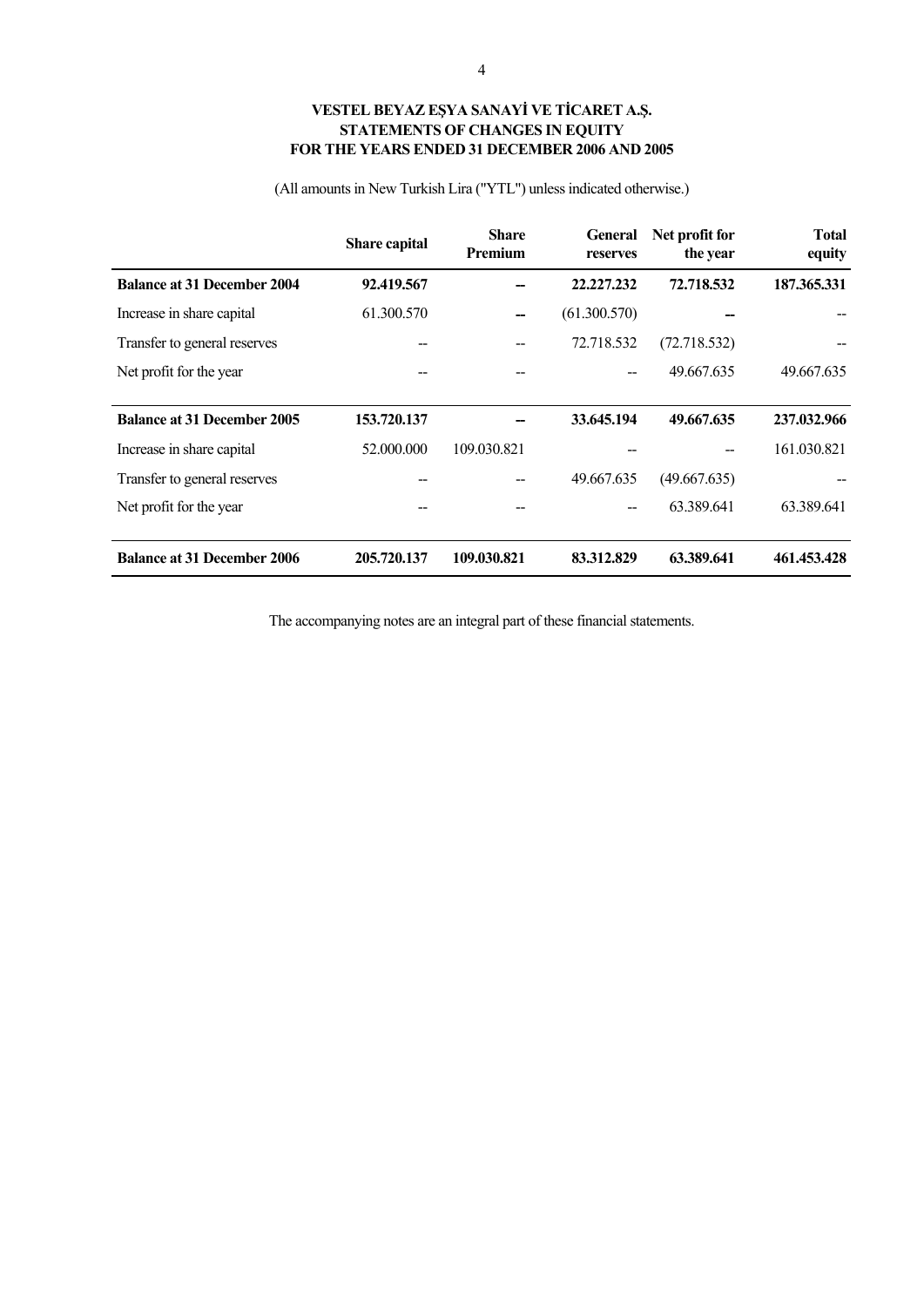# VESTEL BEYAZ EŞYA SANAYİ VE TİCARET A.Ş.
## STATEMENTS OF CHANGES IN EQUITY
## FOR THE YEARS ENDED 31 DECEMBER 2006 AND 2005

(All amounts in New Turkish Lira ("YTL") unless indicated otherwise.)

| | Share capital | Share Premium | General reserves | Net profit for the year | Total equity |
|---|---|---|---|---|---|
| **Balance at 31 December 2004** | **92.419.567** | **--** | **22.227.232** | **72.718.532** | **187.365.331** |
| Increase in share capital | 61.300.570 | -- | (61.300.570) | -- | -- |
| Transfer to general reserves | -- | -- | 72.718.532 | (72.718.532) | -- |
| Net profit for the year | -- | -- | -- | 49.667.635 | 49.667.635 |
| **Balance at 31 December 2005** | **153.720.137** | **--** | **33.645.194** | **49.667.635** | **237.032.966** |
| Increase in share capital | 52.000.000 | 109.030.821 | -- | -- | 161.030.821 |
| Transfer to general reserves | -- | -- | 49.667.635 | (49.667.635) | -- |
| Net profit for the year | -- | -- | -- | 63.389.641 | 63.389.641 |
| **Balance at 31 December 2006** | **205.720.137** | **109.030.821** | **83.312.829** | **63.389.641** | **461.453.428** |

The accompanying notes are an integral part of these financial statements.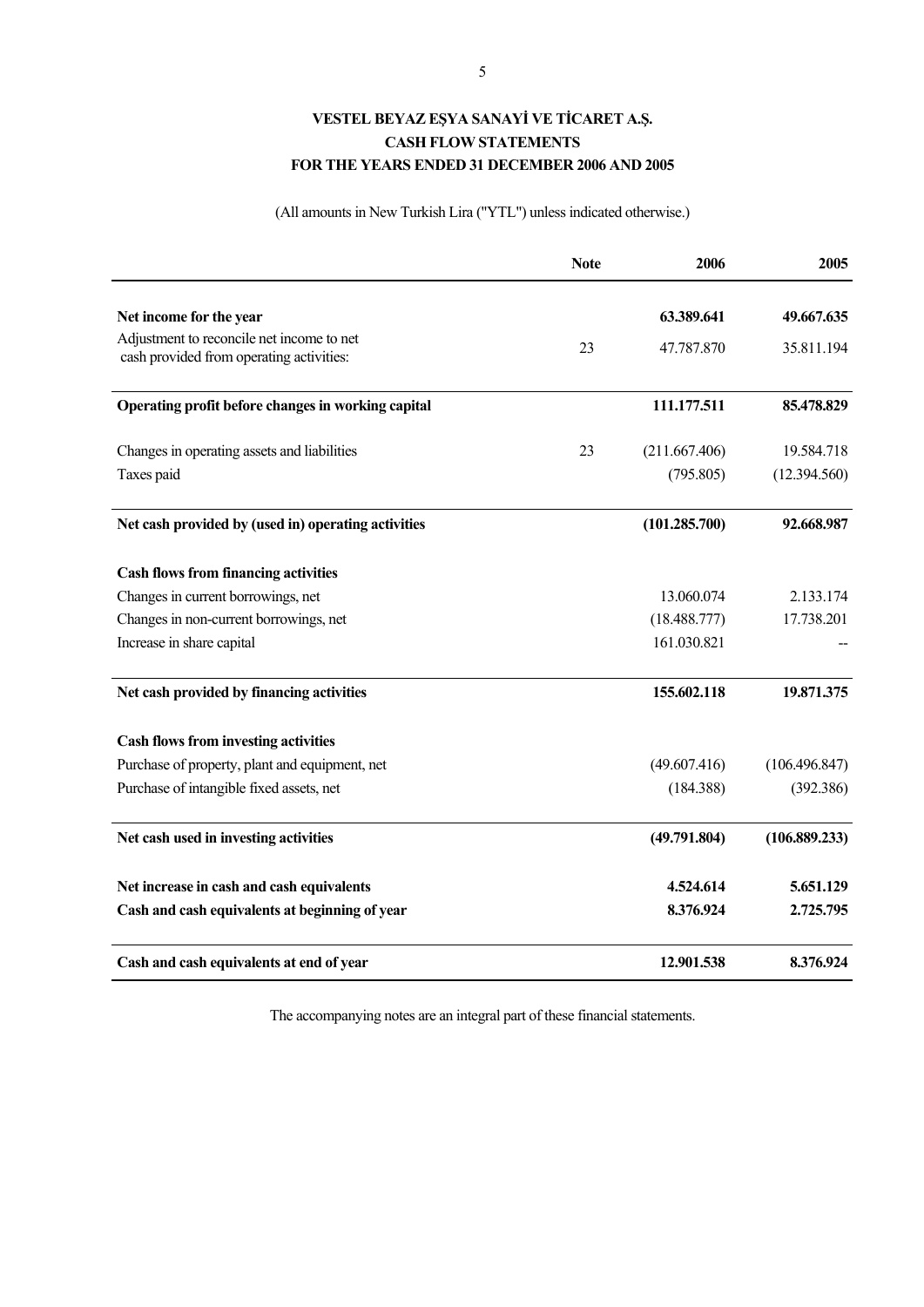# VESTEL BEYAZ EŞYA SANAYİ VE TİCARET A.Ş.
## CASH FLOW STATEMENTS
## FOR THE YEARS ENDED 31 DECEMBER 2006 AND 2005

(All amounts in New Turkish Lira ("YTL") unless indicated otherwise.)

| | Note | 2006 | 2005 |
|---|---|---|---|
| **Net income for the year** | | **63.389.641** | **49.667.635** |
| Adjustment to reconcile net income to net cash provided from operating activities: | 23 | 47.787.870 | 35.811.194 |
| **Operating profit before changes in working capital** | | **111.177.511** | **85.478.829** |
| Changes in operating assets and liabilities | 23 | (211.667.406) | 19.584.718 |
| Taxes paid | | (795.805) | (12.394.560) |
| **Net cash provided by (used in) operating activities** | | **(101.285.700)** | **92.668.987** |
| **Cash flows from financing activities** | | | |
| Changes in current borrowings, net | | 13.060.074 | 2.133.174 |
| Changes in non-current borrowings, net | | (18.488.777) | 17.738.201 |
| Increase in share capital | | 161.030.821 | -- |
| **Net cash provided by financing activities** | | **155.602.118** | **19.871.375** |
| **Cash flows from investing activities** | | | |
| Purchase of property, plant and equipment, net | | (49.607.416) | (106.496.847) |
| Purchase of intangible fixed assets, net | | (184.388) | (392.386) |
| **Net cash used in investing activities** | | **(49.791.804)** | **(106.889.233)** |
| **Net increase in cash and cash equivalents** | | **4.524.614** | **5.651.129** |
| **Cash and cash equivalents at beginning of year** | | **8.376.924** | **2.725.795** |
| **Cash and cash equivalents at end of year** | | **12.901.538** | **8.376.924** |

The accompanying notes are an integral part of these financial statements.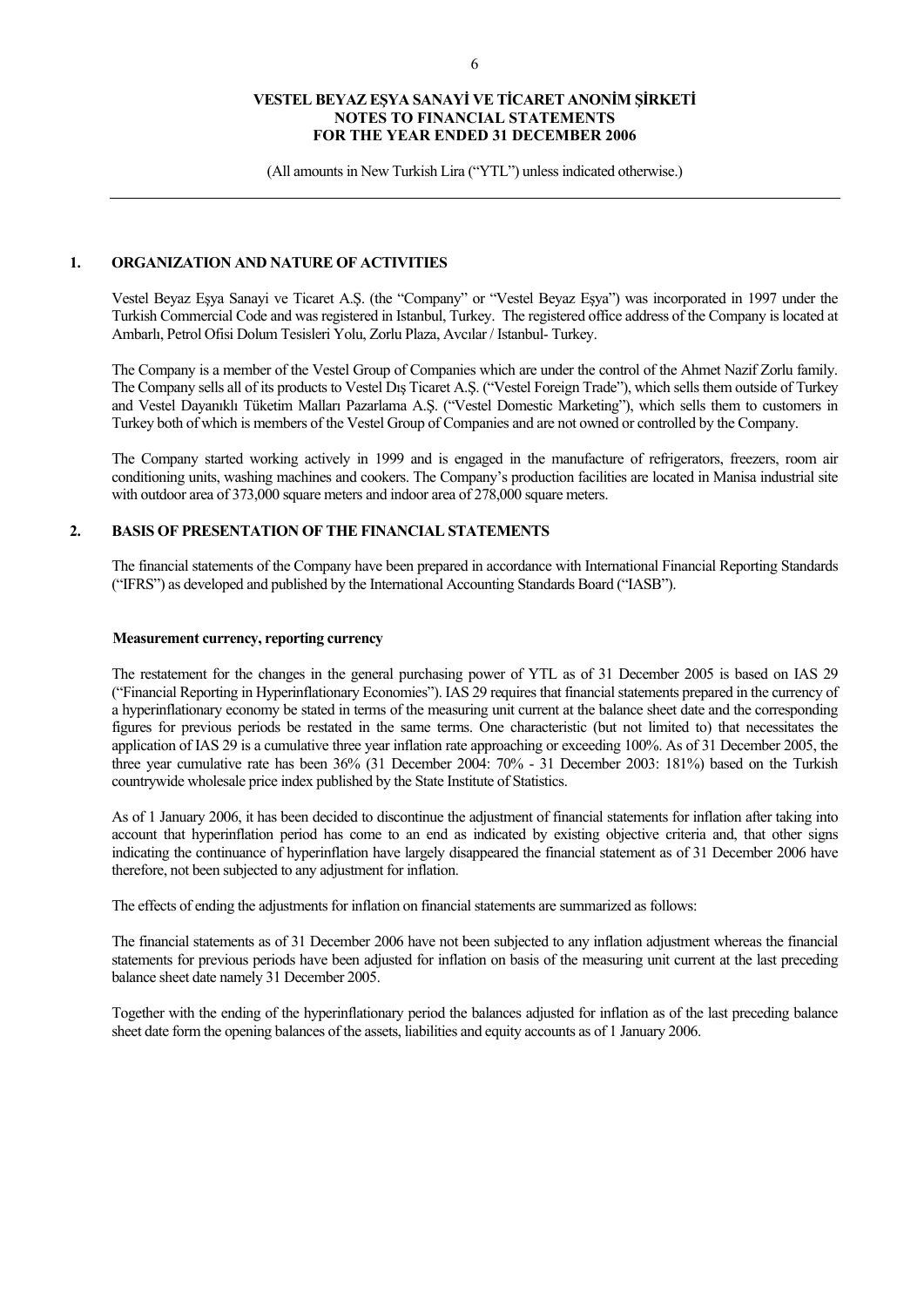## 1. ORGANIZATION AND NATURE OF ACTIVITIES

Vestel Beyaz Eşya Sanayi ve Ticaret A.Ş. (the "Company" or "Vestel Beyaz Eşya") was incorporated in 1997 under the Turkish Commercial Code and was registered in Istanbul, Turkey. The registered office address of the Company is located at Ambarlı, Petrol Ofisi Dolum Tesisleri Yolu, Zorlu Plaza, Avcılar / Istanbul- Turkey.

The Company is a member of the Vestel Group of Companies which are under the control of the Ahmet Nazif Zorlu family. The Company sells all of its products to Vestel Dış Ticaret A.Ş. ("Vestel Foreign Trade"), which sells them outside of Turkey and Vestel Dayanıklı Tüketim Malları Pazarlama A.Ş. ("Vestel Domestic Marketing"), which sells them to customers in Turkey both of which is members of the Vestel Group of Companies and are not owned or controlled by the Company.

The Company started working actively in 1999 and is engaged in the manufacture of refrigerators, freezers, room air conditioning units, washing machines and cookers. The Company's production facilities are located in Manisa industrial site with outdoor area of 373,000 square meters and indoor area of 278,000 square meters.

## 2. BASIS OF PRESENTATION OF THE FINANCIAL STATEMENTS

The financial statements of the Company have been prepared in accordance with International Financial Reporting Standards ("IFRS") as developed and published by the International Accounting Standards Board ("IASB").

### Measurement currency, reporting currency

The restatement for the changes in the general purchasing power of YTL as of 31 December 2005 is based on IAS 29 ("Financial Reporting in Hyperinflationary Economies"). IAS 29 requires that financial statements prepared in the currency of a hyperinflationary economy be stated in terms of the measuring unit current at the balance sheet date and the corresponding figures for previous periods be restated in the same terms. One characteristic (but not limited to) that necessitates the application of IAS 29 is a cumulative three year inflation rate approaching or exceeding 100%. As of 31 December 2005, the three year cumulative rate has been 36% (31 December 2004: 70% - 31 December 2003: 181%) based on the Turkish countrywide wholesale price index published by the State Institute of Statistics.

As of 1 January 2006, it has been decided to discontinue the adjustment of financial statements for inflation after taking into account that hyperinflation period has come to an end as indicated by existing objective criteria and, that other signs indicating the continuance of hyperinflation have largely disappeared the financial statement as of 31 December 2006 have therefore, not been subjected to any adjustment for inflation.

The effects of ending the adjustments for inflation on financial statements are summarized as follows:

The financial statements as of 31 December 2006 have not been subjected to any inflation adjustment whereas the financial statements for previous periods have been adjusted for inflation on basis of the measuring unit current at the last preceding balance sheet date namely 31 December 2005.

Together with the ending of the hyperinflationary period the balances adjusted for inflation as of the last preceding balance sheet date form the opening balances of the assets, liabilities and equity accounts as of 1 January 2006.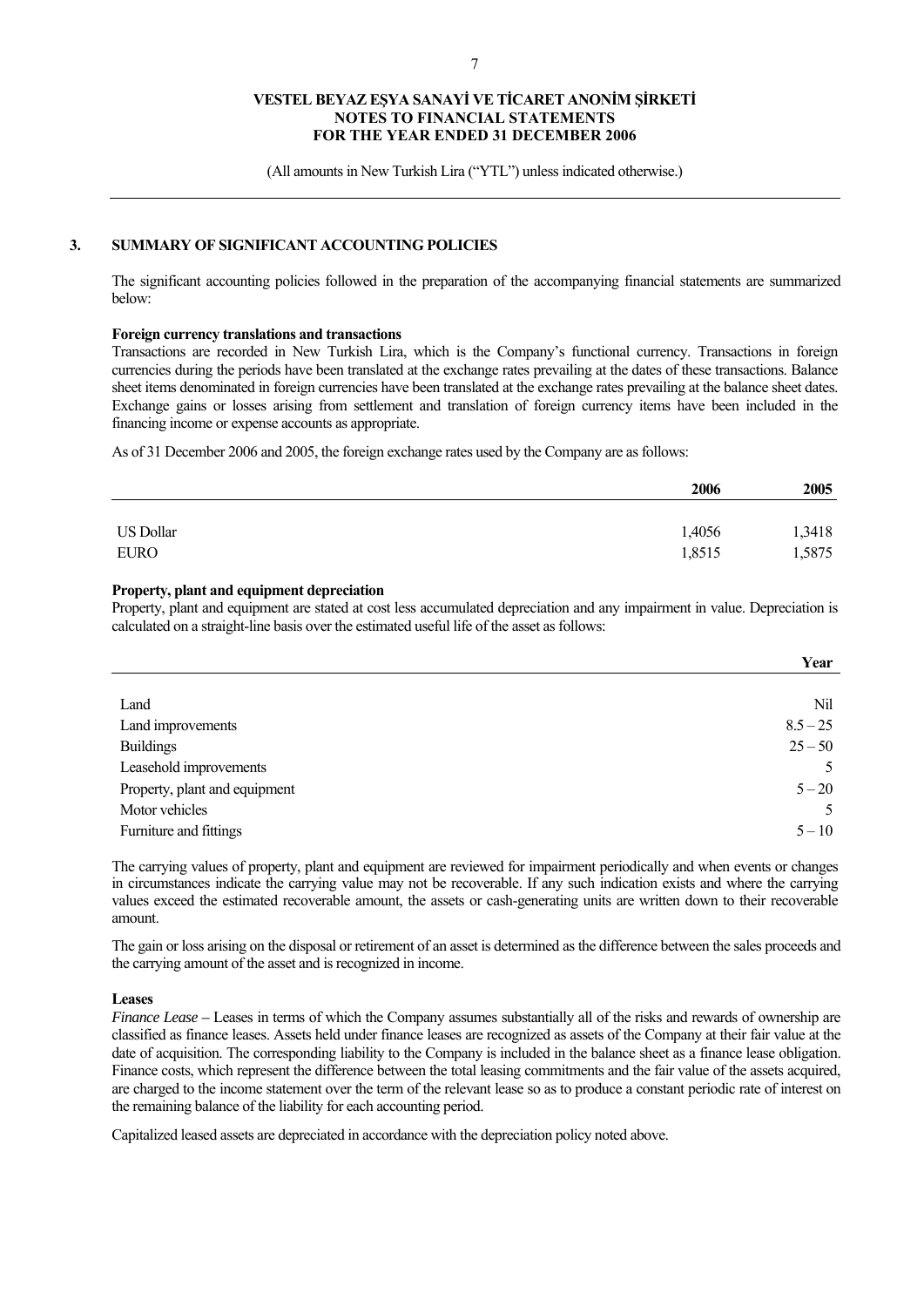## 3. SUMMARY OF SIGNIFICANT ACCOUNTING POLICIES

The significant accounting policies followed in the preparation of the accompanying financial statements are summarized below:

**Foreign currency translations and transactions**

Transactions are recorded in New Turkish Lira, which is the Company's functional currency. Transactions in foreign currencies during the periods have been translated at the exchange rates prevailing at the dates of these transactions. Balance sheet items denominated in foreign currencies have been translated at the exchange rates prevailing at the balance sheet dates. Exchange gains or losses arising from settlement and translation of foreign currency items have been included in the financing income or expense accounts as appropriate.

As of 31 December 2006 and 2005, the foreign exchange rates used by the Company are as follows:

| | 2006 | 2005 |
|---|---|---|
| US Dollar | 1,4056 | 1,3418 |
| EURO | 1,8515 | 1,5875 |

**Property, plant and equipment depreciation**

Property, plant and equipment are stated at cost less accumulated depreciation and any impairment in value. Depreciation is calculated on a straight-line basis over the estimated useful life of the asset as follows:

| | Year |
|---|---|
| Land | Nil |
| Land improvements | 8.5 – 25 |
| Buildings | 25 – 50 |
| Leasehold improvements | 5 |
| Property, plant and equipment | 5 – 20 |
| Motor vehicles | 5 |
| Furniture and fittings | 5 – 10 |

The carrying values of property, plant and equipment are reviewed for impairment periodically and when events or changes in circumstances indicate the carrying value may not be recoverable. If any such indication exists and where the carrying values exceed the estimated recoverable amount, the assets or cash-generating units are written down to their recoverable amount.

The gain or loss arising on the disposal or retirement of an asset is determined as the difference between the sales proceeds and the carrying amount of the asset and is recognized in income.

**Leases**

*Finance Lease* – Leases in terms of which the Company assumes substantially all of the risks and rewards of ownership are classified as finance leases. Assets held under finance leases are recognized as assets of the Company at their fair value at the date of acquisition. The corresponding liability to the Company is included in the balance sheet as a finance lease obligation. Finance costs, which represent the difference between the total leasing commitments and the fair value of the assets acquired, are charged to the income statement over the term of the relevant lease so as to produce a constant periodic rate of interest on the remaining balance of the liability for each accounting period.

Capitalized leased assets are depreciated in accordance with the depreciation policy noted above.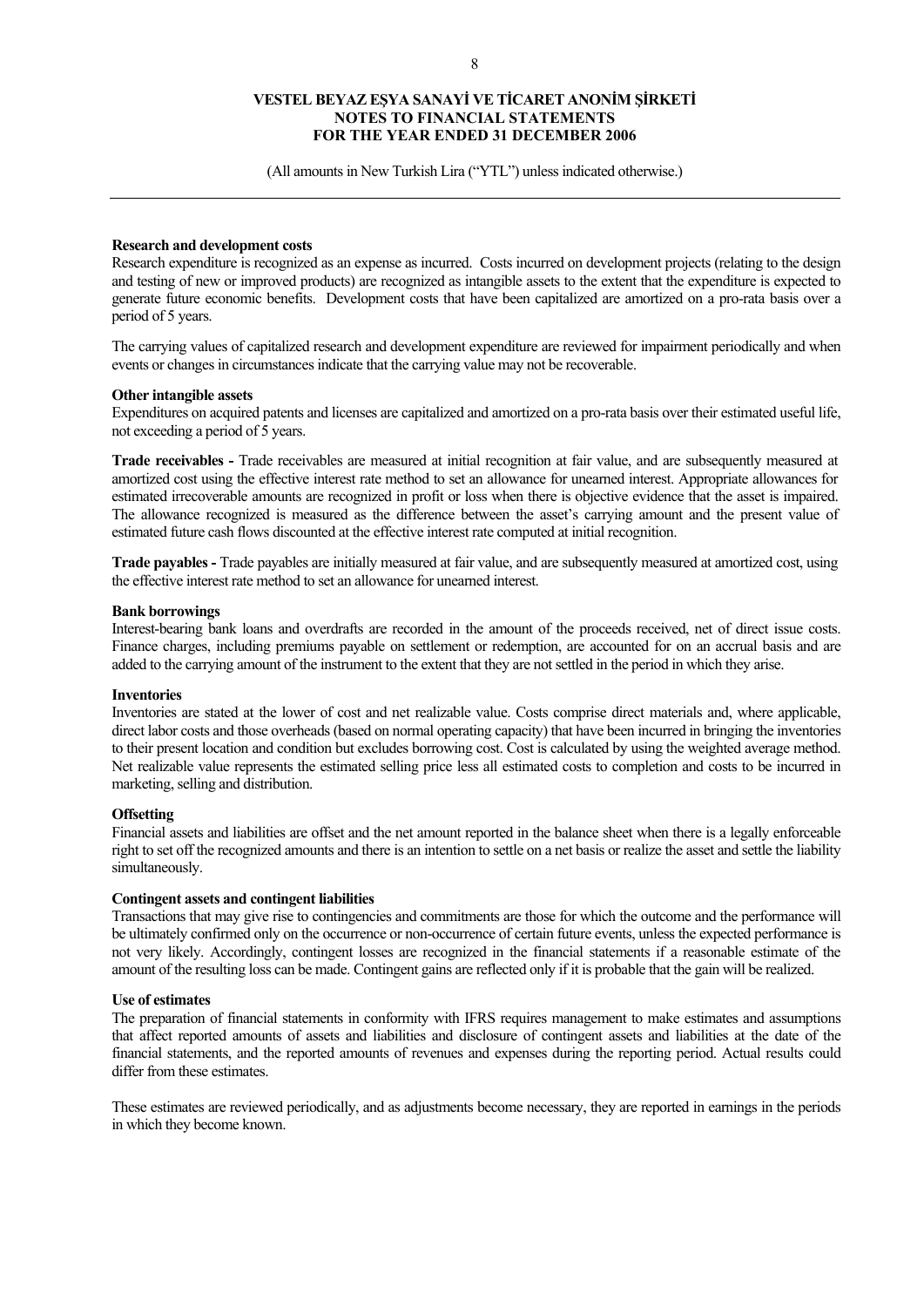**Research and development costs**

Research expenditure is recognized as an expense as incurred. Costs incurred on development projects (relating to the design and testing of new or improved products) are recognized as intangible assets to the extent that the expenditure is expected to generate future economic benefits. Development costs that have been capitalized are amortized on a pro-rata basis over a period of 5 years.

The carrying values of capitalized research and development expenditure are reviewed for impairment periodically and when events or changes in circumstances indicate that the carrying value may not be recoverable.

**Other intangible assets**

Expenditures on acquired patents and licenses are capitalized and amortized on a pro-rata basis over their estimated useful life, not exceeding a period of 5 years.

**Trade receivables -** Trade receivables are measured at initial recognition at fair value, and are subsequently measured at amortized cost using the effective interest rate method to set an allowance for unearned interest. Appropriate allowances for estimated irrecoverable amounts are recognized in profit or loss when there is objective evidence that the asset is impaired. The allowance recognized is measured as the difference between the asset's carrying amount and the present value of estimated future cash flows discounted at the effective interest rate computed at initial recognition.

**Trade payables -** Trade payables are initially measured at fair value, and are subsequently measured at amortized cost, using the effective interest rate method to set an allowance for unearned interest.

**Bank borrowings**

Interest-bearing bank loans and overdrafts are recorded in the amount of the proceeds received, net of direct issue costs. Finance charges, including premiums payable on settlement or redemption, are accounted for on an accrual basis and are added to the carrying amount of the instrument to the extent that they are not settled in the period in which they arise.

**Inventories**

Inventories are stated at the lower of cost and net realizable value. Costs comprise direct materials and, where applicable, direct labor costs and those overheads (based on normal operating capacity) that have been incurred in bringing the inventories to their present location and condition but excludes borrowing cost. Cost is calculated by using the weighted average method. Net realizable value represents the estimated selling price less all estimated costs to completion and costs to be incurred in marketing, selling and distribution.

**Offsetting**

Financial assets and liabilities are offset and the net amount reported in the balance sheet when there is a legally enforceable right to set off the recognized amounts and there is an intention to settle on a net basis or realize the asset and settle the liability simultaneously.

**Contingent assets and contingent liabilities**

Transactions that may give rise to contingencies and commitments are those for which the outcome and the performance will be ultimately confirmed only on the occurrence or non-occurrence of certain future events, unless the expected performance is not very likely. Accordingly, contingent losses are recognized in the financial statements if a reasonable estimate of the amount of the resulting loss can be made. Contingent gains are reflected only if it is probable that the gain will be realized.

**Use of estimates**

The preparation of financial statements in conformity with IFRS requires management to make estimates and assumptions that affect reported amounts of assets and liabilities and disclosure of contingent assets and liabilities at the date of the financial statements, and the reported amounts of revenues and expenses during the reporting period. Actual results could differ from these estimates.

These estimates are reviewed periodically, and as adjustments become necessary, they are reported in earnings in the periods in which they become known.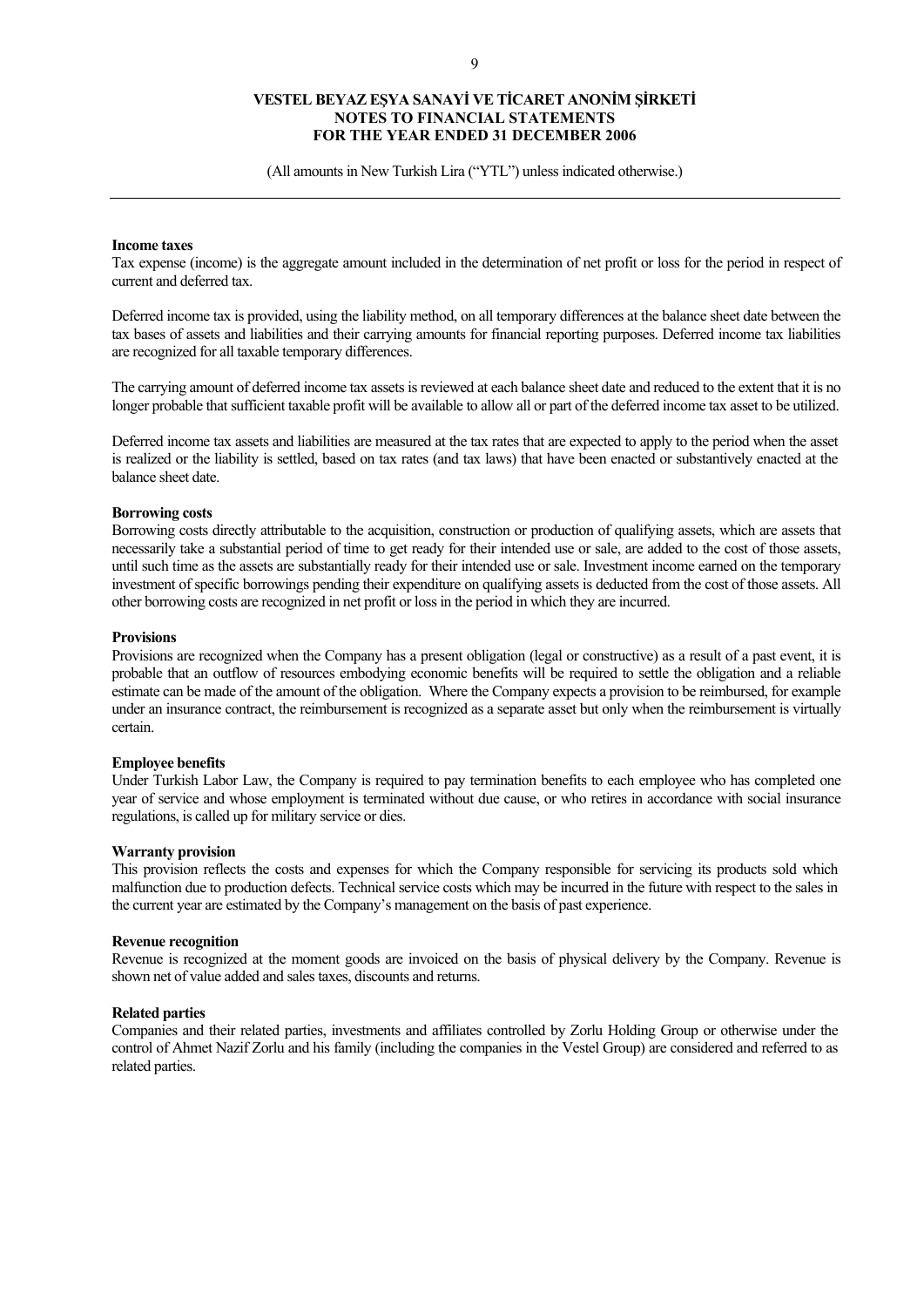**Income taxes**

Tax expense (income) is the aggregate amount included in the determination of net profit or loss for the period in respect of current and deferred tax.

Deferred income tax is provided, using the liability method, on all temporary differences at the balance sheet date between the tax bases of assets and liabilities and their carrying amounts for financial reporting purposes. Deferred income tax liabilities are recognized for all taxable temporary differences.

The carrying amount of deferred income tax assets is reviewed at each balance sheet date and reduced to the extent that it is no longer probable that sufficient taxable profit will be available to allow all or part of the deferred income tax asset to be utilized.

Deferred income tax assets and liabilities are measured at the tax rates that are expected to apply to the period when the asset is realized or the liability is settled, based on tax rates (and tax laws) that have been enacted or substantively enacted at the balance sheet date.

**Borrowing costs**

Borrowing costs directly attributable to the acquisition, construction or production of qualifying assets, which are assets that necessarily take a substantial period of time to get ready for their intended use or sale, are added to the cost of those assets, until such time as the assets are substantially ready for their intended use or sale. Investment income earned on the temporary investment of specific borrowings pending their expenditure on qualifying assets is deducted from the cost of those assets. All other borrowing costs are recognized in net profit or loss in the period in which they are incurred.

**Provisions**

Provisions are recognized when the Company has a present obligation (legal or constructive) as a result of a past event, it is probable that an outflow of resources embodying economic benefits will be required to settle the obligation and a reliable estimate can be made of the amount of the obligation. Where the Company expects a provision to be reimbursed, for example under an insurance contract, the reimbursement is recognized as a separate asset but only when the reimbursement is virtually certain.

**Employee benefits**

Under Turkish Labor Law, the Company is required to pay termination benefits to each employee who has completed one year of service and whose employment is terminated without due cause, or who retires in accordance with social insurance regulations, is called up for military service or dies.

**Warranty provision**

This provision reflects the costs and expenses for which the Company responsible for servicing its products sold which malfunction due to production defects. Technical service costs which may be incurred in the future with respect to the sales in the current year are estimated by the Company's management on the basis of past experience.

**Revenue recognition**

Revenue is recognized at the moment goods are invoiced on the basis of physical delivery by the Company. Revenue is shown net of value added and sales taxes, discounts and returns.

**Related parties**

Companies and their related parties, investments and affiliates controlled by Zorlu Holding Group or otherwise under the control of Ahmet Nazif Zorlu and his family (including the companies in the Vestel Group) are considered and referred to as related parties.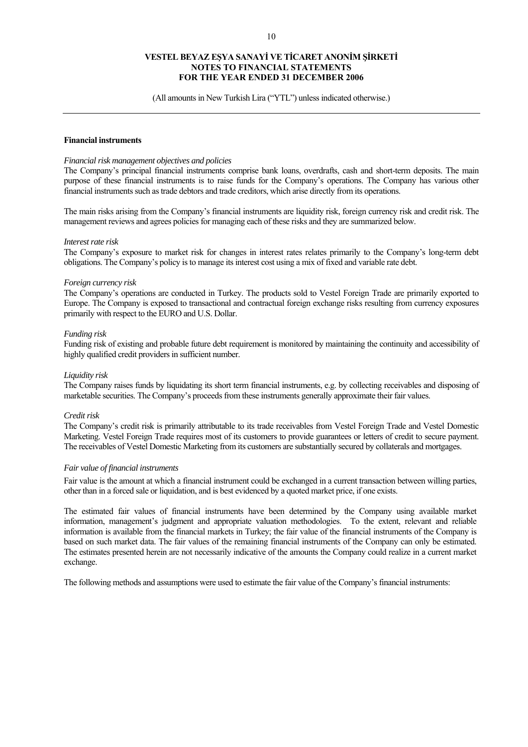**Financial instruments**

*Financial risk management objectives and policies*

The Company's principal financial instruments comprise bank loans, overdrafts, cash and short-term deposits. The main purpose of these financial instruments is to raise funds for the Company's operations. The Company has various other financial instruments such as trade debtors and trade creditors, which arise directly from its operations.

The main risks arising from the Company's financial instruments are liquidity risk, foreign currency risk and credit risk. The management reviews and agrees policies for managing each of these risks and they are summarized below.

*Interest rate risk*

The Company's exposure to market risk for changes in interest rates relates primarily to the Company's long-term debt obligations. The Company's policy is to manage its interest cost using a mix of fixed and variable rate debt.

*Foreign currency risk*

The Company's operations are conducted in Turkey. The products sold to Vestel Foreign Trade are primarily exported to Europe. The Company is exposed to transactional and contractual foreign exchange risks resulting from currency exposures primarily with respect to the EURO and U.S. Dollar.

*Funding risk*

Funding risk of existing and probable future debt requirement is monitored by maintaining the continuity and accessibility of highly qualified credit providers in sufficient number.

*Liquidity risk*

The Company raises funds by liquidating its short term financial instruments, e.g. by collecting receivables and disposing of marketable securities. The Company's proceeds from these instruments generally approximate their fair values.

*Credit risk*

The Company's credit risk is primarily attributable to its trade receivables from Vestel Foreign Trade and Vestel Domestic Marketing. Vestel Foreign Trade requires most of its customers to provide guarantees or letters of credit to secure payment. The receivables of Vestel Domestic Marketing from its customers are substantially secured by collaterals and mortgages.

*Fair value of financial instruments*

Fair value is the amount at which a financial instrument could be exchanged in a current transaction between willing parties, other than in a forced sale or liquidation, and is best evidenced by a quoted market price, if one exists.

The estimated fair values of financial instruments have been determined by the Company using available market information, management's judgment and appropriate valuation methodologies. To the extent, relevant and reliable information is available from the financial markets in Turkey; the fair value of the financial instruments of the Company is based on such market data. The fair values of the remaining financial instruments of the Company can only be estimated. The estimates presented herein are not necessarily indicative of the amounts the Company could realize in a current market exchange.

The following methods and assumptions were used to estimate the fair value of the Company's financial instruments: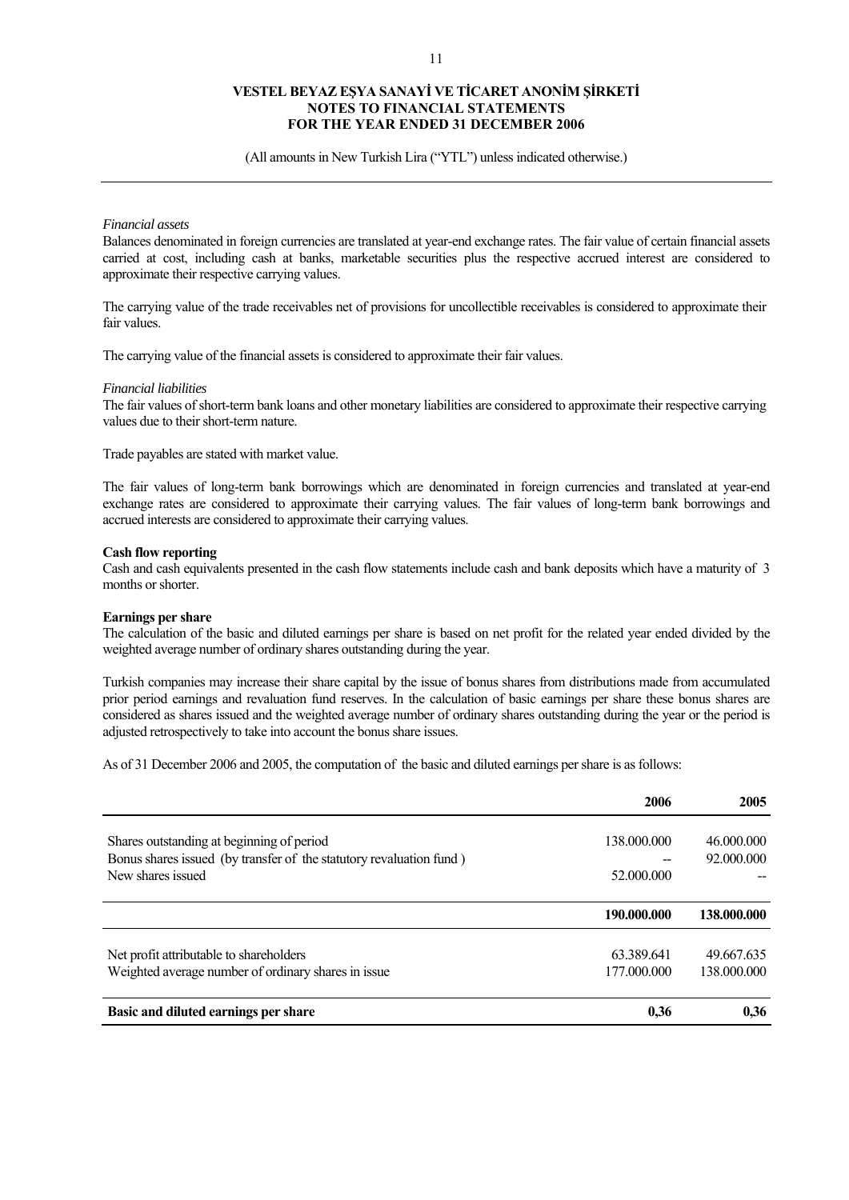*Financial assets*

Balances denominated in foreign currencies are translated at year-end exchange rates. The fair value of certain financial assets carried at cost, including cash at banks, marketable securities plus the respective accrued interest are considered to approximate their respective carrying values.

The carrying value of the trade receivables net of provisions for uncollectible receivables is considered to approximate their fair values.

The carrying value of the financial assets is considered to approximate their fair values.

*Financial liabilities*

The fair values of short-term bank loans and other monetary liabilities are considered to approximate their respective carrying values due to their short-term nature.

Trade payables are stated with market value.

The fair values of long-term bank borrowings which are denominated in foreign currencies and translated at year-end exchange rates are considered to approximate their carrying values. The fair values of long-term bank borrowings and accrued interests are considered to approximate their carrying values.

**Cash flow reporting**

Cash and cash equivalents presented in the cash flow statements include cash and bank deposits which have a maturity of 3 months or shorter.

**Earnings per share**

The calculation of the basic and diluted earnings per share is based on net profit for the related year ended divided by the weighted average number of ordinary shares outstanding during the year.

Turkish companies may increase their share capital by the issue of bonus shares from distributions made from accumulated prior period earnings and revaluation fund reserves. In the calculation of basic earnings per share these bonus shares are considered as shares issued and the weighted average number of ordinary shares outstanding during the year or the period is adjusted retrospectively to take into account the bonus share issues.

As of 31 December 2006 and 2005, the computation of the basic and diluted earnings per share is as follows:

| | 2006 | 2005 |
|---|---|---|
| Shares outstanding at beginning of period | 138.000.000 | 46.000.000 |
| Bonus shares issued (by transfer of the statutory revaluation fund ) | -- | 92.000.000 |
| New shares issued | 52.000.000 | -- |
| | **190.000.000** | **138.000.000** |
| Net profit attributable to shareholders | 63.389.641 | 49.667.635 |
| Weighted average number of ordinary shares in issue | 177.000.000 | 138.000.000 |
| **Basic and diluted earnings per share** | **0,36** | **0,36** |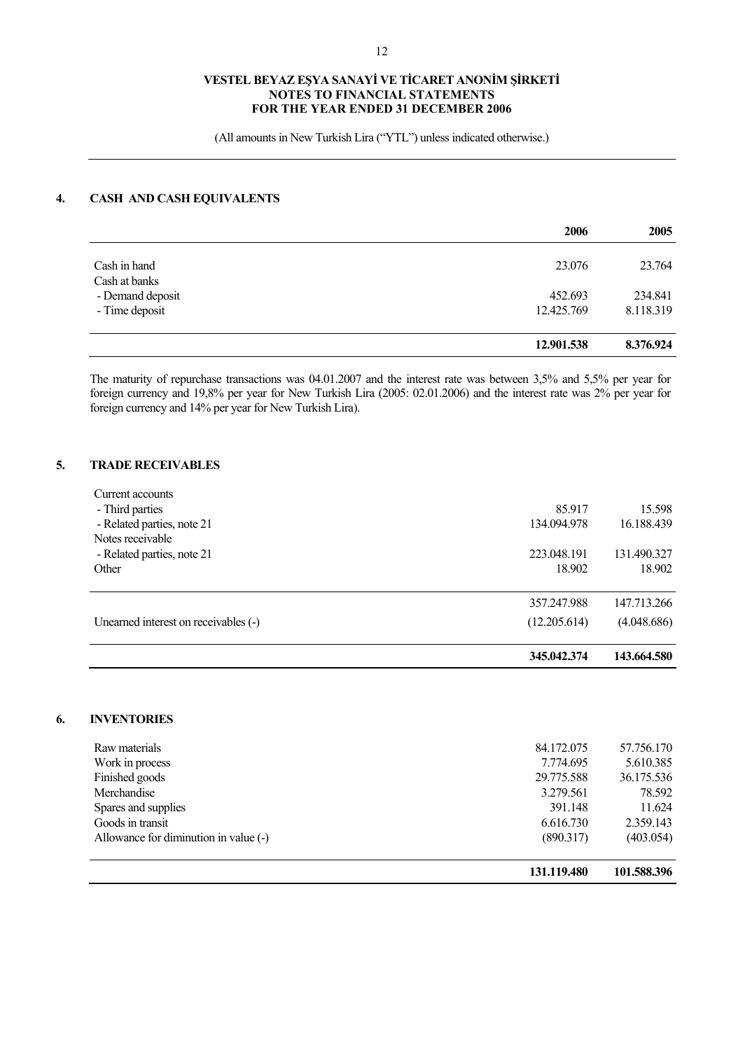# VESTEL BEYAZ EŞYA SANAYİ VE TİCARET ANONİM ŞİRKETİ
## NOTES TO FINANCIAL STATEMENTS
## FOR THE YEAR ENDED 31 DECEMBER 2006

(All amounts in New Turkish Lira ("YTL") unless indicated otherwise.)

## 4. CASH AND CASH EQUIVALENTS

| | 2006 | 2005 |
|---|---|---|
| Cash in hand | 23.076 | 23.764 |
| Cash at banks | | |
| - Demand deposit | 452.693 | 234.841 |
| - Time deposit | 12.425.769 | 8.118.319 |
| | **12.901.538** | **8.376.924** |

The maturity of repurchase transactions was 04.01.2007 and the interest rate was between 3,5% and 5,5% per year for foreign currency and 19,8% per year for New Turkish Lira (2005: 02.01.2006) and the interest rate was 2% per year for foreign currency and 14% per year for New Turkish Lira).

## 5. TRADE RECEIVABLES

| | 2006 | 2005 |
|---|---|---|
| Current accounts | | |
| - Third parties | 85.917 | 15.598 |
| - Related parties, note 21 | 134.094.978 | 16.188.439 |
| Notes receivable | | |
| - Related parties, note 21 | 223.048.191 | 131.490.327 |
| Other | 18.902 | 18.902 |
| | 357.247.988 | 147.713.266 |
| Unearned interest on receivables (-) | (12.205.614) | (4.048.686) |
| | **345.042.374** | **143.664.580** |

## 6. INVENTORIES

| | 2006 | 2005 |
|---|---|---|
| Raw materials | 84.172.075 | 57.756.170 |
| Work in process | 7.774.695 | 5.610.385 |
| Finished goods | 29.775.588 | 36.175.536 |
| Merchandise | 3.279.561 | 78.592 |
| Spares and supplies | 391.148 | 11.624 |
| Goods in transit | 6.616.730 | 2.359.143 |
| Allowance for diminution in value (-) | (890.317) | (403.054) |
| | **131.119.480** | **101.588.396** |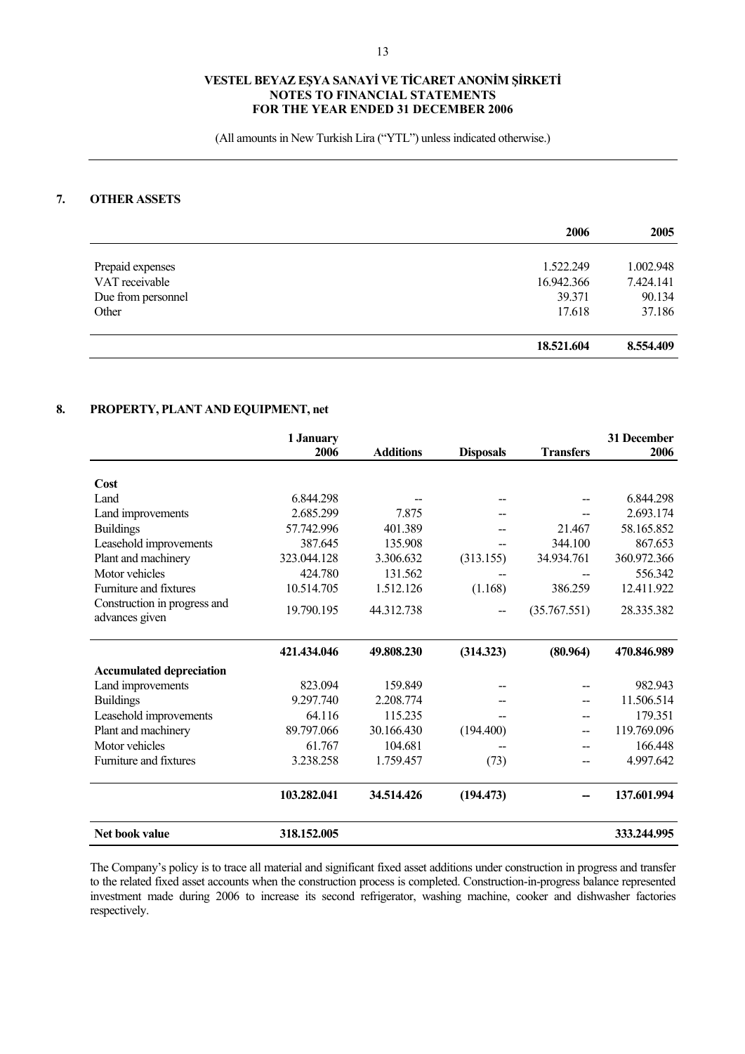(All amounts in New Turkish Lira ("YTL") unless indicated otherwise.)

## 7. OTHER ASSETS

| | 2006 | 2005 |
|---|---|---|
| Prepaid expenses | 1.522.249 | 1.002.948 |
| VAT receivable | 16.942.366 | 7.424.141 |
| Due from personnel | 39.371 | 90.134 |
| Other | 17.618 | 37.186 |
| | **18.521.604** | **8.554.409** |

## 8. PROPERTY, PLANT AND EQUIPMENT, net

| | 1 January 2006 | Additions | Disposals | Transfers | 31 December 2006 |
|---|---|---|---|---|---|
| **Cost** | | | | | |
| Land | 6.844.298 | -- | -- | -- | 6.844.298 |
| Land improvements | 2.685.299 | 7.875 | -- | -- | 2.693.174 |
| Buildings | 57.742.996 | 401.389 | -- | 21.467 | 58.165.852 |
| Leasehold improvements | 387.645 | 135.908 | -- | 344.100 | 867.653 |
| Plant and machinery | 323.044.128 | 3.306.632 | (313.155) | 34.934.761 | 360.972.366 |
| Motor vehicles | 424.780 | 131.562 | -- | -- | 556.342 |
| Furniture and fixtures | 10.514.705 | 1.512.126 | (1.168) | 386.259 | 12.411.922 |
| Construction in progress and advances given | 19.790.195 | 44.312.738 | -- | (35.767.551) | 28.335.382 |
| | **421.434.046** | **49.808.230** | **(314.323)** | **(80.964)** | **470.846.989** |
| **Accumulated depreciation** | | | | | |
| Land improvements | 823.094 | 159.849 | -- | -- | 982.943 |
| Buildings | 9.297.740 | 2.208.774 | -- | -- | 11.506.514 |
| Leasehold improvements | 64.116 | 115.235 | -- | -- | 179.351 |
| Plant and machinery | 89.797.066 | 30.166.430 | (194.400) | -- | 119.769.096 |
| Motor vehicles | 61.767 | 104.681 | -- | -- | 166.448 |
| Furniture and fixtures | 3.238.258 | 1.759.457 | (73) | -- | 4.997.642 |
| | **103.282.041** | **34.514.426** | **(194.473)** | **--** | **137.601.994** |
| **Net book value** | **318.152.005** | | | | **333.244.995** |

The Company's policy is to trace all material and significant fixed asset additions under construction in progress and transfer to the related fixed asset accounts when the construction process is completed. Construction-in-progress balance represented investment made during 2006 to increase its second refrigerator, washing machine, cooker and dishwasher factories respectively.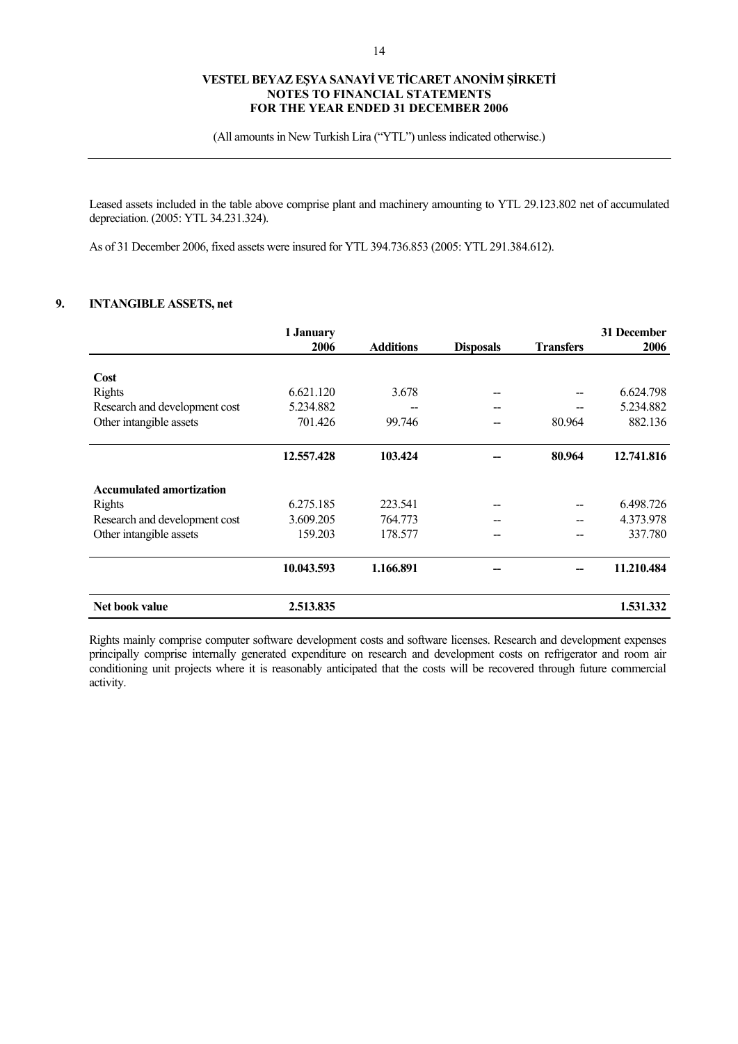(All amounts in New Turkish Lira ("YTL") unless indicated otherwise.)

Leased assets included in the table above comprise plant and machinery amounting to YTL 29.123.802 net of accumulated depreciation. (2005: YTL 34.231.324).

As of 31 December 2006, fixed assets were insured for YTL 394.736.853 (2005: YTL 291.384.612).

## 9. INTANGIBLE ASSETS, net

| | 1 January 2006 | Additions | Disposals | Transfers | 31 December 2006 |
|---|---|---|---|---|---|
| **Cost** | | | | | |
| Rights | 6.621.120 | 3.678 | -- | -- | 6.624.798 |
| Research and development cost | 5.234.882 | -- | -- | -- | 5.234.882 |
| Other intangible assets | 701.426 | 99.746 | -- | 80.964 | 882.136 |
| | **12.557.428** | **103.424** | **--** | **80.964** | **12.741.816** |
| **Accumulated amortization** | | | | | |
| Rights | 6.275.185 | 223.541 | -- | -- | 6.498.726 |
| Research and development cost | 3.609.205 | 764.773 | -- | -- | 4.373.978 |
| Other intangible assets | 159.203 | 178.577 | -- | -- | 337.780 |
| | **10.043.593** | **1.166.891** | **--** | **--** | **11.210.484** |
| **Net book value** | **2.513.835** | | | | **1.531.332** |

Rights mainly comprise computer software development costs and software licenses. Research and development expenses principally comprise internally generated expenditure on research and development costs on refrigerator and room air conditioning unit projects where it is reasonably anticipated that the costs will be recovered through future commercial activity.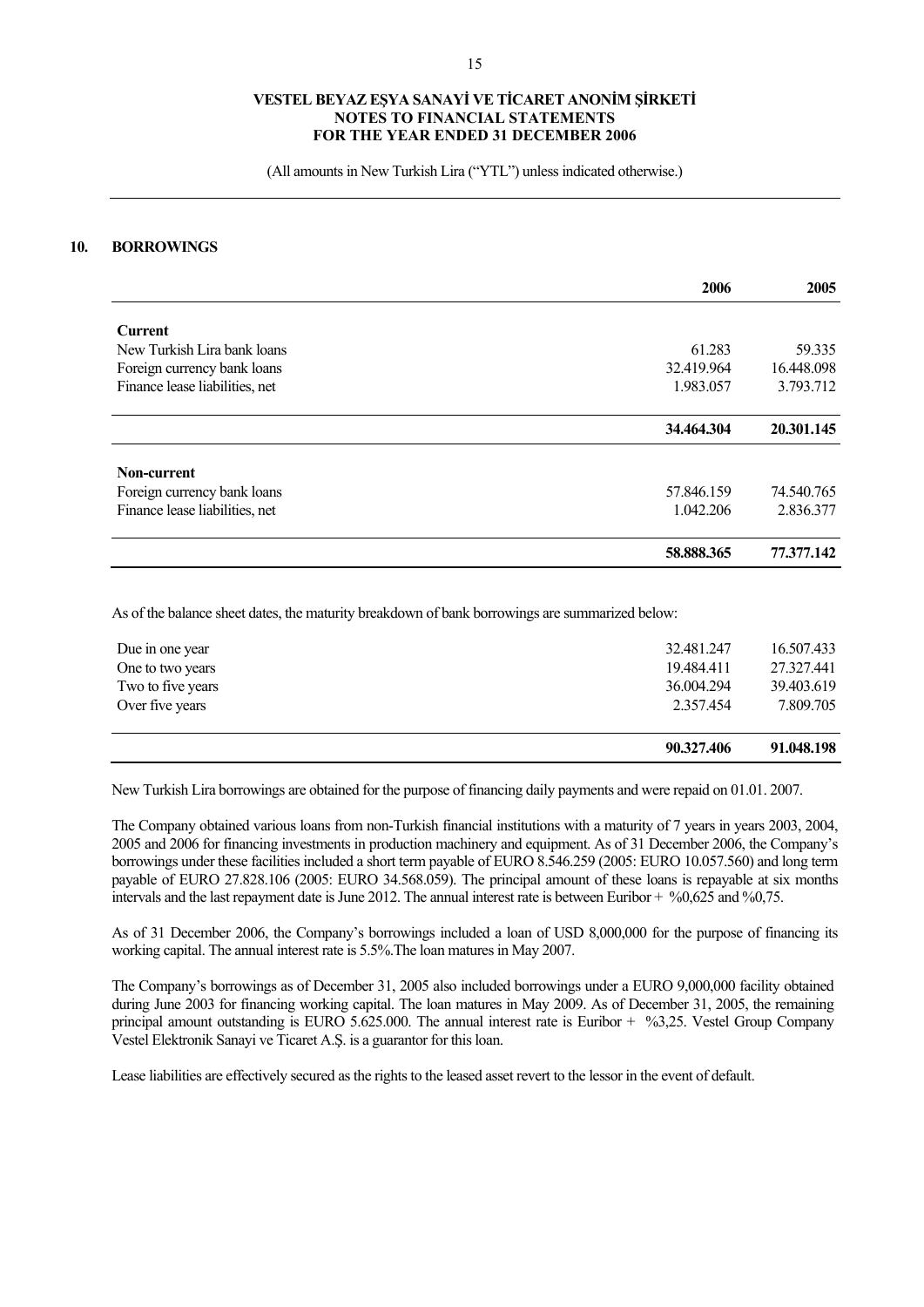## 10. BORROWINGS

| | 2006 | 2005 |
|---|---|---|
| **Current** | | |
| New Turkish Lira bank loans | 61.283 | 59.335 |
| Foreign currency bank loans | 32.419.964 | 16.448.098 |
| Finance lease liabilities, net | 1.983.057 | 3.793.712 |
| | **34.464.304** | **20.301.145** |
| **Non-current** | | |
| Foreign currency bank loans | 57.846.159 | 74.540.765 |
| Finance lease liabilities, net | 1.042.206 | 2.836.377 |
| | **58.888.365** | **77.377.142** |

As of the balance sheet dates, the maturity breakdown of bank borrowings are summarized below:

| | 2006 | 2005 |
|---|---|---|
| Due in one year | 32.481.247 | 16.507.433 |
| One to two years | 19.484.411 | 27.327.441 |
| Two to five years | 36.004.294 | 39.403.619 |
| Over five years | 2.357.454 | 7.809.705 |
| | **90.327.406** | **91.048.198** |

New Turkish Lira borrowings are obtained for the purpose of financing daily payments and were repaid on 01.01. 2007.

The Company obtained various loans from non-Turkish financial institutions with a maturity of 7 years in years 2003, 2004, 2005 and 2006 for financing investments in production machinery and equipment. As of 31 December 2006, the Company's borrowings under these facilities included a short term payable of EURO 8.546.259 (2005: EURO 10.057.560) and long term payable of EURO 27.828.106 (2005: EURO 34.568.059). The principal amount of these loans is repayable at six months intervals and the last repayment date is June 2012. The annual interest rate is between Euribor + %0,625 and %0,75.

As of 31 December 2006, the Company's borrowings included a loan of USD 8,000,000 for the purpose of financing its working capital. The annual interest rate is 5.5%.The loan matures in May 2007.

The Company's borrowings as of December 31, 2005 also included borrowings under a EURO 9,000,000 facility obtained during June 2003 for financing working capital. The loan matures in May 2009. As of December 31, 2005, the remaining principal amount outstanding is EURO 5.625.000. The annual interest rate is Euribor + %3,25. Vestel Group Company Vestel Elektronik Sanayi ve Ticaret A.Ş. is a guarantor for this loan.

Lease liabilities are effectively secured as the rights to the leased asset revert to the lessor in the event of default.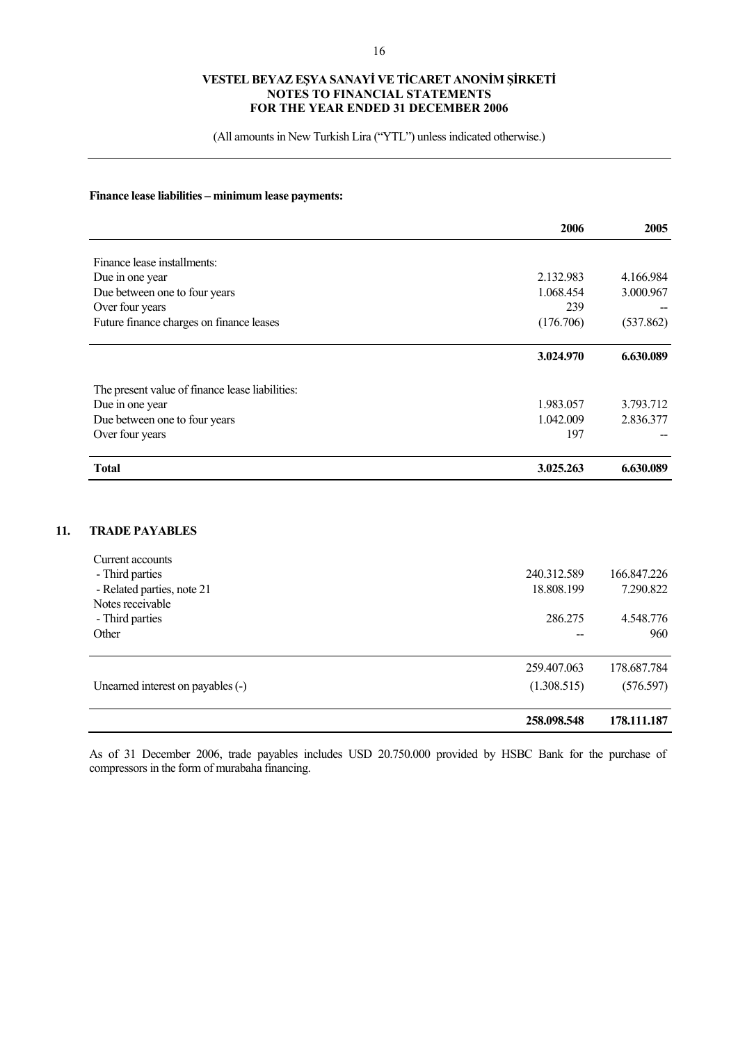**Finance lease liabilities – minimum lease payments:**

| | 2006 | 2005 |
|---|---|---|
| Finance lease installments: | | |
| Due in one year | 2.132.983 | 4.166.984 |
| Due between one to four years | 1.068.454 | 3.000.967 |
| Over four years | 239 | -- |
| Future finance charges on finance leases | (176.706) | (537.862) |
| | **3.024.970** | **6.630.089** |
| The present value of finance lease liabilities: | | |
| Due in one year | 1.983.057 | 3.793.712 |
| Due between one to four years | 1.042.009 | 2.836.377 |
| Over four years | 197 | -- |
| **Total** | **3.025.263** | **6.630.089** |

## 11. TRADE PAYABLES

| | 2006 | 2005 |
|---|---|---|
| Current accounts | | |
| - Third parties | 240.312.589 | 166.847.226 |
| - Related parties, note 21 | 18.808.199 | 7.290.822 |
| Notes receivable | | |
| - Third parties | 286.275 | 4.548.776 |
| Other | -- | 960 |
| | 259.407.063 | 178.687.784 |
| Unearned interest on payables (-) | (1.308.515) | (576.597) |
| | **258.098.548** | **178.111.187** |

As of 31 December 2006, trade payables includes USD 20.750.000 provided by HSBC Bank for the purchase of compressors in the form of murabaha financing.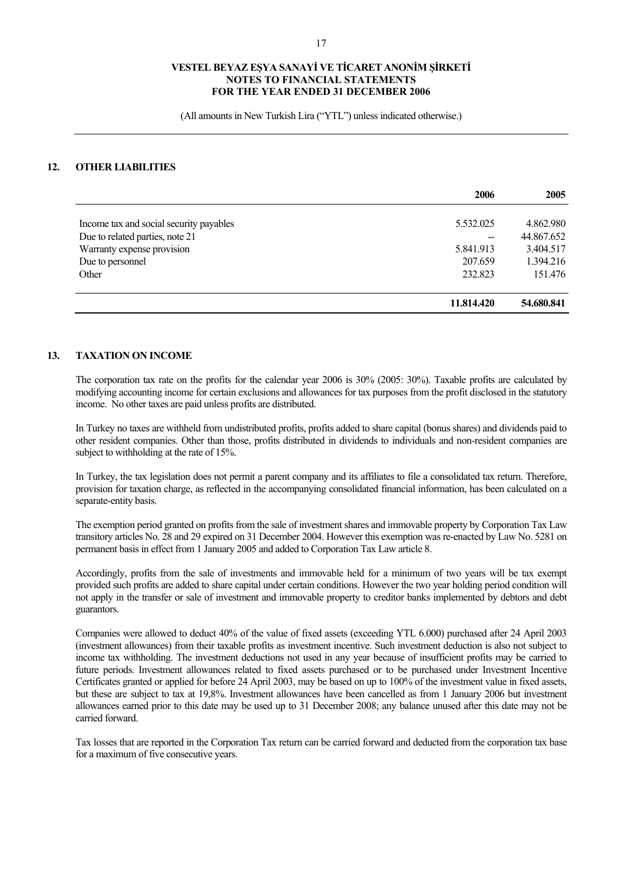## 12. OTHER LIABILITIES

| | 2006 | 2005 |
|---|---|---|
| Income tax and social security payables | 5.532.025 | 4.862.980 |
| Due to related parties, note 21 | -- | 44.867.652 |
| Warranty expense provision | 5.841.913 | 3.404.517 |
| Due to personnel | 207.659 | 1.394.216 |
| Other | 232.823 | 151.476 |
| | **11.814.420** | **54.680.841** |

## 13. TAXATION ON INCOME

The corporation tax rate on the profits for the calendar year 2006 is 30% (2005: 30%). Taxable profits are calculated by modifying accounting income for certain exclusions and allowances for tax purposes from the profit disclosed in the statutory income. No other taxes are paid unless profits are distributed.

In Turkey no taxes are withheld from undistributed profits, profits added to share capital (bonus shares) and dividends paid to other resident companies. Other than those, profits distributed in dividends to individuals and non-resident companies are subject to withholding at the rate of 15%.

In Turkey, the tax legislation does not permit a parent company and its affiliates to file a consolidated tax return. Therefore, provision for taxation charge, as reflected in the accompanying consolidated financial information, has been calculated on a separate-entity basis.

The exemption period granted on profits from the sale of investment shares and immovable property by Corporation Tax Law transitory articles No. 28 and 29 expired on 31 December 2004. However this exemption was re-enacted by Law No. 5281 on permanent basis in effect from 1 January 2005 and added to Corporation Tax Law article 8.

Accordingly, profits from the sale of investments and immovable held for a minimum of two years will be tax exempt provided such profits are added to share capital under certain conditions. However the two year holding period condition will not apply in the transfer or sale of investment and immovable property to creditor banks implemented by debtors and debt guarantors.

Companies were allowed to deduct 40% of the value of fixed assets (exceeding YTL 6.000) purchased after 24 April 2003 (investment allowances) from their taxable profits as investment incentive. Such investment deduction is also not subject to income tax withholding. The investment deductions not used in any year because of insufficient profits may be carried to future periods. Investment allowances related to fixed assets purchased or to be purchased under Investment Incentive Certificates granted or applied for before 24 April 2003, may be based on up to 100% of the investment value in fixed assets, but these are subject to tax at 19,8%. Investment allowances have been cancelled as from 1 January 2006 but investment allowances earned prior to this date may be used up to 31 December 2008; any balance unused after this date may not be carried forward.

Tax losses that are reported in the Corporation Tax return can be carried forward and deducted from the corporation tax base for a maximum of five consecutive years.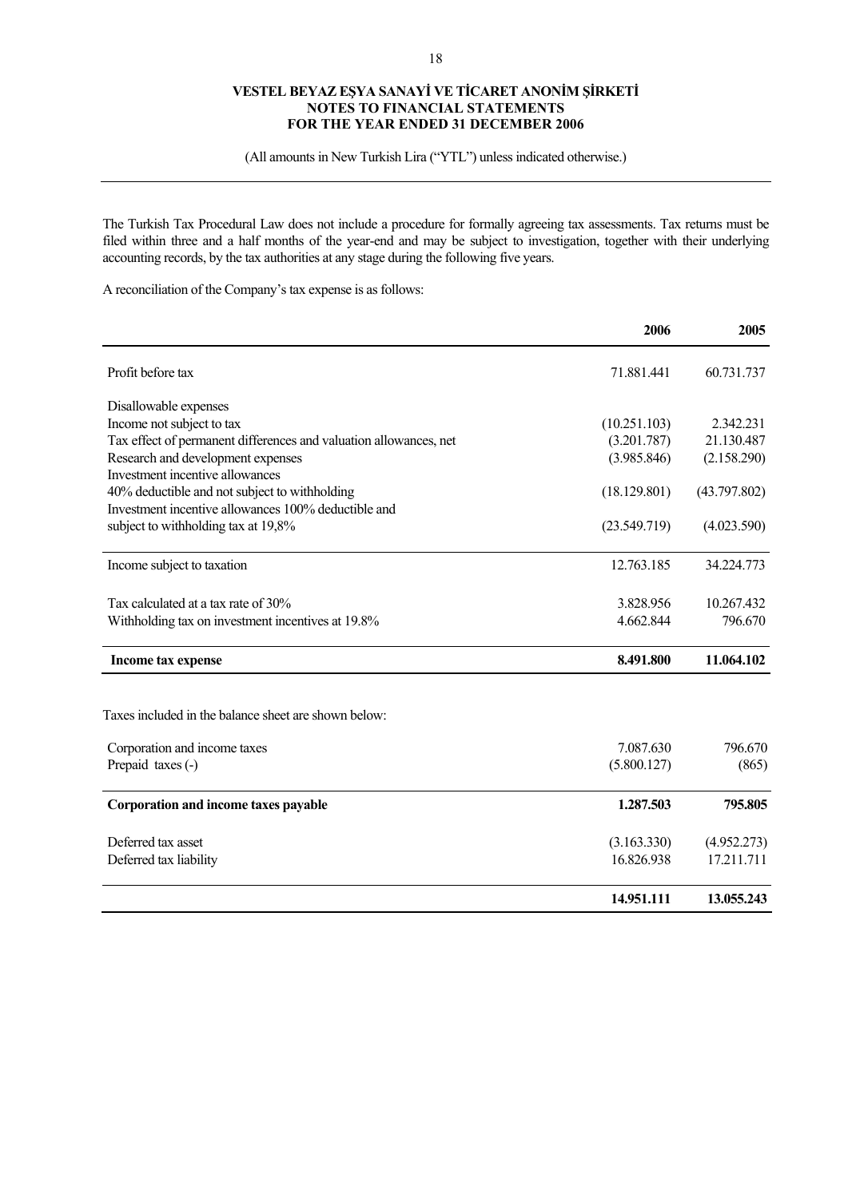# VESTEL BEYAZ EŞYA SANAYİ VE TİCARET ANONİM ŞİRKETİ
## NOTES TO FINANCIAL STATEMENTS
## FOR THE YEAR ENDED 31 DECEMBER 2006

(All amounts in New Turkish Lira ("YTL") unless indicated otherwise.)

The Turkish Tax Procedural Law does not include a procedure for formally agreeing tax assessments. Tax returns must be filed within three and a half months of the year-end and may be subject to investigation, together with their underlying accounting records, by the tax authorities at any stage during the following five years.

A reconciliation of the Company's tax expense is as follows:

| | 2006 | 2005 |
|---|---|---|
| Profit before tax | 71.881.441 | 60.731.737 |
| Disallowable expenses | | |
| Income not subject to tax | (10.251.103) | 2.342.231 |
| Tax effect of permanent differences and valuation allowances, net | (3.201.787) | 21.130.487 |
| Research and development expenses | (3.985.846) | (2.158.290) |
| Investment incentive allowances 40% deductible and not subject to withholding | (18.129.801) | (43.797.802) |
| Investment incentive allowances 100% deductible and subject to withholding tax at 19,8% | (23.549.719) | (4.023.590) |
| Income subject to taxation | 12.763.185 | 34.224.773 |
| Tax calculated at a tax rate of 30% | 3.828.956 | 10.267.432 |
| Withholding tax on investment incentives at 19.8% | 4.662.844 | 796.670 |
| **Income tax expense** | **8.491.800** | **11.064.102** |

Taxes included in the balance sheet are shown below:

| | 2006 | 2005 |
|---|---|---|
| Corporation and income taxes | 7.087.630 | 796.670 |
| Prepaid taxes (-) | (5.800.127) | (865) |
| **Corporation and income taxes payable** | **1.287.503** | **795.805** |
| Deferred tax asset | (3.163.330) | (4.952.273) |
| Deferred tax liability | 16.826.938 | 17.211.711 |
| | **14.951.111** | **13.055.243** |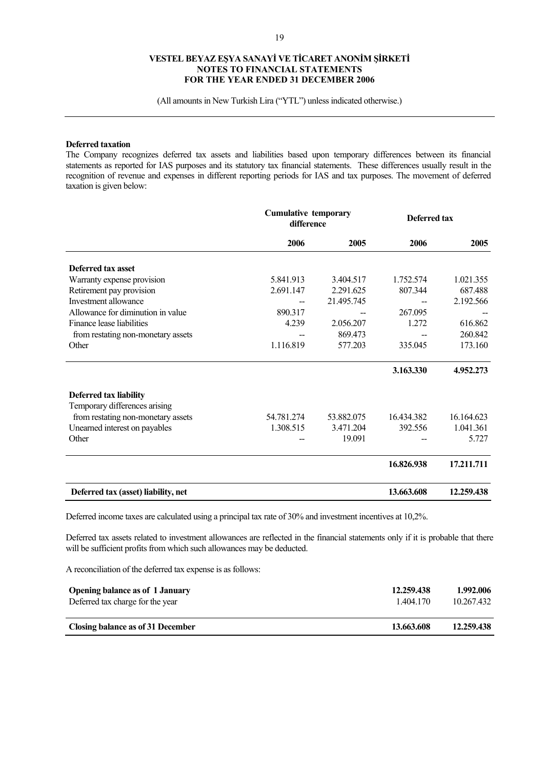**Deferred taxation**

The Company recognizes deferred tax assets and liabilities based upon temporary differences between its financial statements as reported for IAS purposes and its statutory tax financial statements. These differences usually result in the recognition of revenue and expenses in different reporting periods for IAS and tax purposes. The movement of deferred taxation is given below:

| | Cumulative temporary difference | | Deferred tax | |
|---|---|---|---|---|
| | 2006 | 2005 | 2006 | 2005 |
| **Deferred tax asset** | | | | |
| Warranty expense provision | 5.841.913 | 3.404.517 | 1.752.574 | 1.021.355 |
| Retirement pay provision | 2.691.147 | 2.291.625 | 807.344 | 687.488 |
| Investment allowance | -- | 21.495.745 | -- | 2.192.566 |
| Allowance for diminution in value | 890.317 | -- | 267.095 | -- |
| Finance lease liabilities | 4.239 | 2.056.207 | 1.272 | 616.862 |
| from restating non-monetary assets | -- | 869.473 | -- | 260.842 |
| Other | 1.116.819 | 577.203 | 335.045 | 173.160 |
| | | | **3.163.330** | **4.952.273** |
| **Deferred tax liability** | | | | |
| Temporary differences arising | | | | |
| from restating non-monetary assets | 54.781.274 | 53.882.075 | 16.434.382 | 16.164.623 |
| Unearned interest on payables | 1.308.515 | 3.471.204 | 392.556 | 1.041.361 |
| Other | -- | 19.091 | -- | 5.727 |
| | | | **16.826.938** | **17.211.711** |
| **Deferred tax (asset) liability, net** | | | **13.663.608** | **12.259.438** |

Deferred income taxes are calculated using a principal tax rate of 30% and investment incentives at 10,2%.

Deferred tax assets related to investment allowances are reflected in the financial statements only if it is probable that there will be sufficient profits from which such allowances may be deducted.

A reconciliation of the deferred tax expense is as follows:

| | | |
|---|---|---|
| **Opening balance as of 1 January** | **12.259.438** | **1.992.006** |
| Deferred tax charge for the year | 1.404.170 | 10.267.432 |
| **Closing balance as of 31 December** | **13.663.608** | **12.259.438** |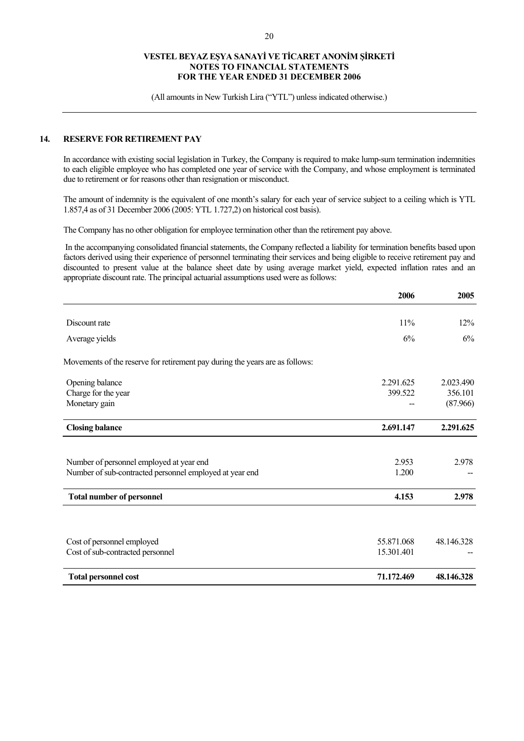VESTEL BEYAZ EŞYA SANAYİ VE TİCARET ANONİM ŞİRKETİ
NOTES TO FINANCIAL STATEMENTS
FOR THE YEAR ENDED 31 DECEMBER 2006

(All amounts in New Turkish Lira ("YTL") unless indicated otherwise.)

## 14. RESERVE FOR RETIREMENT PAY

In accordance with existing social legislation in Turkey, the Company is required to make lump-sum termination indemnities to each eligible employee who has completed one year of service with the Company, and whose employment is terminated due to retirement or for reasons other than resignation or misconduct.

The amount of indemnity is the equivalent of one month's salary for each year of service subject to a ceiling which is YTL 1.857,4 as of 31 December 2006 (2005: YTL 1.727,2) on historical cost basis).

The Company has no other obligation for employee termination other than the retirement pay above.

In the accompanying consolidated financial statements, the Company reflected a liability for termination benefits based upon factors derived using their experience of personnel terminating their services and being eligible to receive retirement pay and discounted to present value at the balance sheet date by using average market yield, expected inflation rates and an appropriate discount rate. The principal actuarial assumptions used were as follows:

| | 2006 | 2005 |
|---|---|---|
| Discount rate | 11% | 12% |
| Average yields | 6% | 6% |

Movements of the reserve for retirement pay during the years are as follows:

| | 2006 | 2005 |
|---|---|---|
| Opening balance | 2.291.625 | 2.023.490 |
| Charge for the year | 399.522 | 356.101 |
| Monetary gain | -- | (87.966) |
| **Closing balance** | **2.691.147** | **2.291.625** |

| | 2006 | 2005 |
|---|---|---|
| Number of personnel employed at year end | 2.953 | 2.978 |
| Number of sub-contracted personnel employed at year end | 1.200 | -- |
| **Total number of personnel** | **4.153** | **2.978** |

| | 2006 | 2005 |
|---|---|---|
| Cost of personnel employed | 55.871.068 | 48.146.328 |
| Cost of sub-contracted personnel | 15.301.401 | -- |
| **Total personnel cost** | **71.172.469** | **48.146.328** |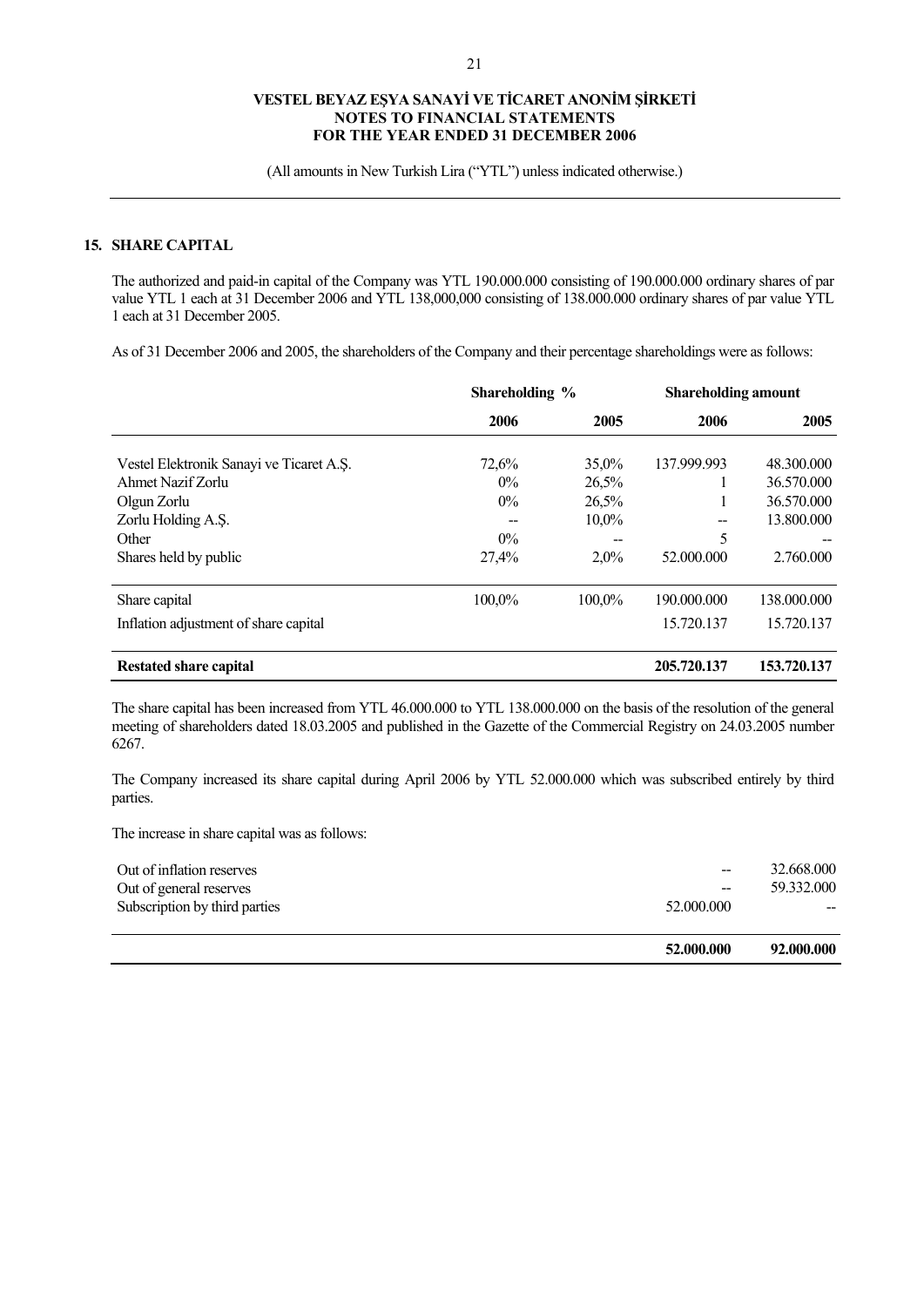## 15. SHARE CAPITAL

The authorized and paid-in capital of the Company was YTL 190.000.000 consisting of 190.000.000 ordinary shares of par value YTL 1 each at 31 December 2006 and YTL 138,000,000 consisting of 138.000.000 ordinary shares of par value YTL 1 each at 31 December 2005.

As of 31 December 2006 and 2005, the shareholders of the Company and their percentage shareholdings were as follows:

| | Shareholding % | | Shareholding amount | |
|---|---|---|---|---|
| | 2006 | 2005 | 2006 | 2005 |
| Vestel Elektronik Sanayi ve Ticaret A.Ş. | 72,6% | 35,0% | 137.999.993 | 48.300.000 |
| Ahmet Nazif Zorlu | 0% | 26,5% | 1 | 36.570.000 |
| Olgun Zorlu | 0% | 26,5% | 1 | 36.570.000 |
| Zorlu Holding A.Ş. | -- | 10,0% | -- | 13.800.000 |
| Other | 0% | -- | 5 | -- |
| Shares held by public | 27,4% | 2,0% | 52.000.000 | 2.760.000 |
| Share capital | 100,0% | 100,0% | 190.000.000 | 138.000.000 |
| Inflation adjustment of share capital | | | 15.720.137 | 15.720.137 |
| **Restated share capital** | | | **205.720.137** | **153.720.137** |

The share capital has been increased from YTL 46.000.000 to YTL 138.000.000 on the basis of the resolution of the general meeting of shareholders dated 18.03.2005 and published in the Gazette of the Commercial Registry on 24.03.2005 number 6267.

The Company increased its share capital during April 2006 by YTL 52.000.000 which was subscribed entirely by third parties.

The increase in share capital was as follows:

| | | |
|---|---|---|
| Out of inflation reserves | -- | 32.668.000 |
| Out of general reserves | -- | 59.332.000 |
| Subscription by third parties | 52.000.000 | -- |
| | **52.000.000** | **92.000.000** |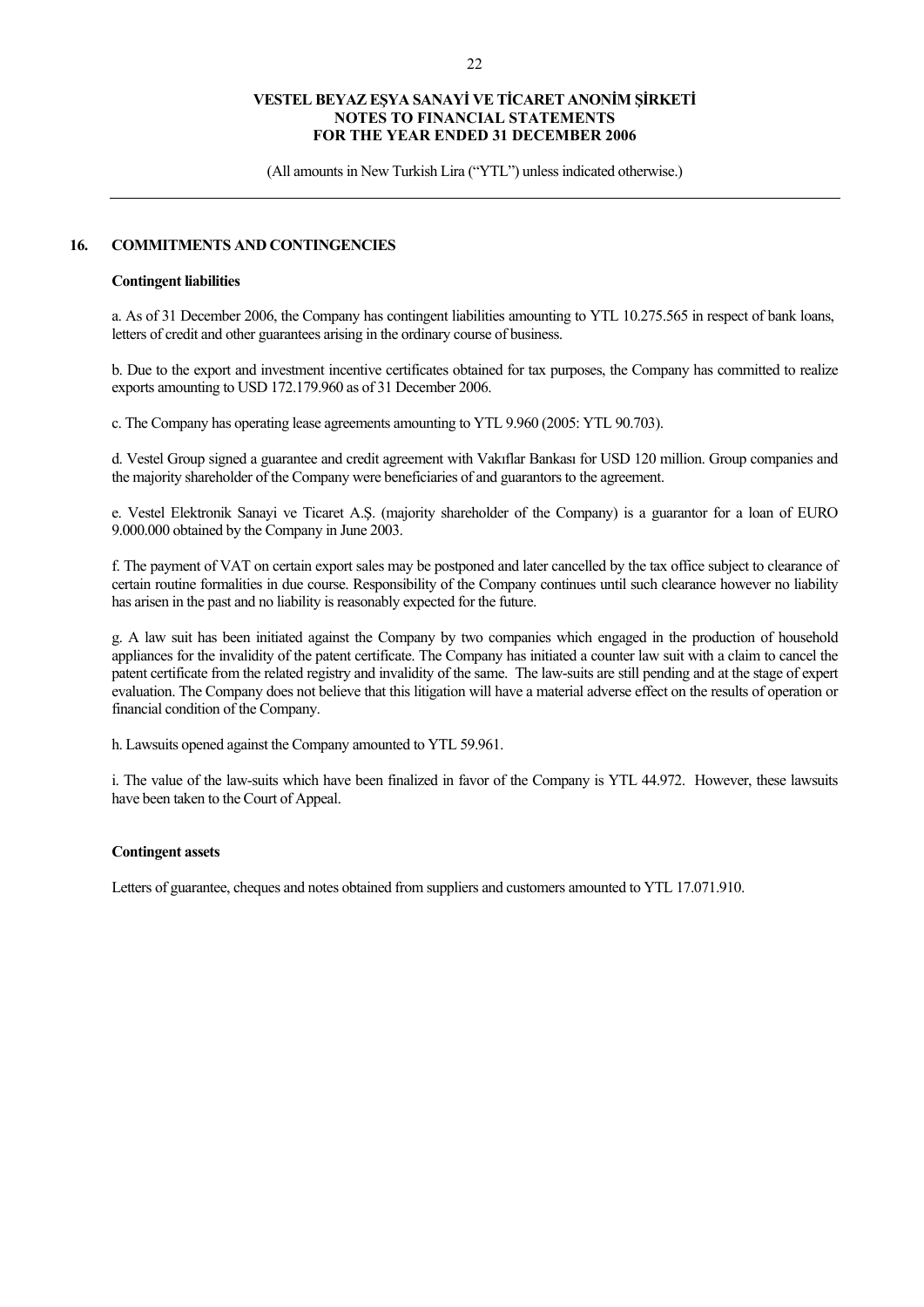## 16. COMMITMENTS AND CONTINGENCIES

### Contingent liabilities

a. As of 31 December 2006, the Company has contingent liabilities amounting to YTL 10.275.565 in respect of bank loans, letters of credit and other guarantees arising in the ordinary course of business.

b. Due to the export and investment incentive certificates obtained for tax purposes, the Company has committed to realize exports amounting to USD 172.179.960 as of 31 December 2006.

c. The Company has operating lease agreements amounting to YTL 9.960 (2005: YTL 90.703).

d. Vestel Group signed a guarantee and credit agreement with Vakıflar Bankası for USD 120 million. Group companies and the majority shareholder of the Company were beneficiaries of and guarantors to the agreement.

e. Vestel Elektronik Sanayi ve Ticaret A.Ş. (majority shareholder of the Company) is a guarantor for a loan of EURO 9.000.000 obtained by the Company in June 2003.

f. The payment of VAT on certain export sales may be postponed and later cancelled by the tax office subject to clearance of certain routine formalities in due course. Responsibility of the Company continues until such clearance however no liability has arisen in the past and no liability is reasonably expected for the future.

g. A law suit has been initiated against the Company by two companies which engaged in the production of household appliances for the invalidity of the patent certificate. The Company has initiated a counter law suit with a claim to cancel the patent certificate from the related registry and invalidity of the same. The law-suits are still pending and at the stage of expert evaluation. The Company does not believe that this litigation will have a material adverse effect on the results of operation or financial condition of the Company.

h. Lawsuits opened against the Company amounted to YTL 59.961.

i. The value of the law-suits which have been finalized in favor of the Company is YTL 44.972. However, these lawsuits have been taken to the Court of Appeal.

### Contingent assets

Letters of guarantee, cheques and notes obtained from suppliers and customers amounted to YTL 17.071.910.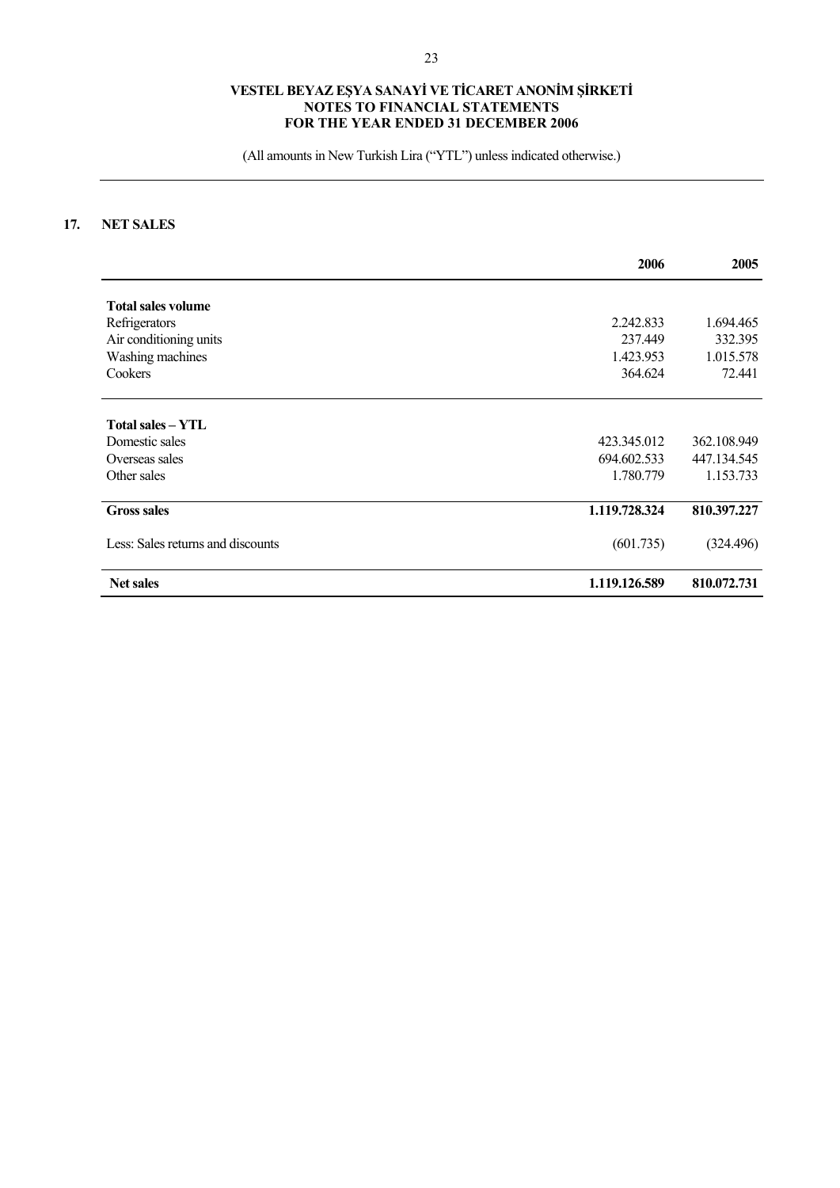**VESTEL BEYAZ EŞYA SANAYİ VE TİCARET ANONİM ŞİRKETİ**
**NOTES TO FINANCIAL STATEMENTS**
**FOR THE YEAR ENDED 31 DECEMBER 2006**

(All amounts in New Turkish Lira ("YTL") unless indicated otherwise.)

## 17. NET SALES

| | 2006 | 2005 |
|---|---|---|
| **Total sales volume** | | |
| Refrigerators | 2.242.833 | 1.694.465 |
| Air conditioning units | 237.449 | 332.395 |
| Washing machines | 1.423.953 | 1.015.578 |
| Cookers | 364.624 | 72.441 |
| | | |
| **Total sales – YTL** | | |
| Domestic sales | 423.345.012 | 362.108.949 |
| Overseas sales | 694.602.533 | 447.134.545 |
| Other sales | 1.780.779 | 1.153.733 |
| **Gross sales** | **1.119.728.324** | **810.397.227** |
| Less: Sales returns and discounts | (601.735) | (324.496) |
| **Net sales** | **1.119.126.589** | **810.072.731** |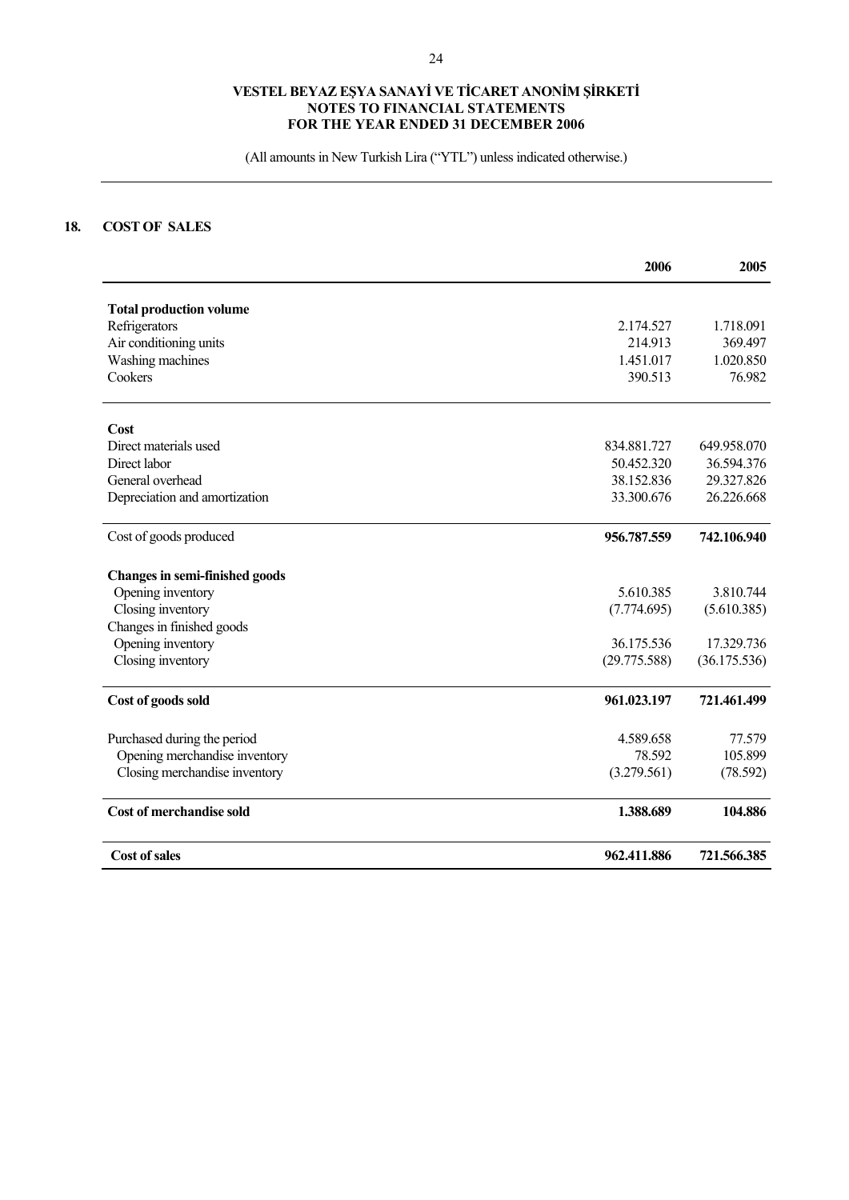**VESTEL BEYAZ EŞYA SANAYİ VE TİCARET ANONİM ŞİRKETİ**
**NOTES TO FINANCIAL STATEMENTS**
**FOR THE YEAR ENDED 31 DECEMBER 2006**

(All amounts in New Turkish Lira ("YTL") unless indicated otherwise.)

## 18. COST OF SALES

| | 2006 | 2005 |
|---|---|---|
| **Total production volume** | | |
| Refrigerators | 2.174.527 | 1.718.091 |
| Air conditioning units | 214.913 | 369.497 |
| Washing machines | 1.451.017 | 1.020.850 |
| Cookers | 390.513 | 76.982 |
| **Cost** | | |
| Direct materials used | 834.881.727 | 649.958.070 |
| Direct labor | 50.452.320 | 36.594.376 |
| General overhead | 38.152.836 | 29.327.826 |
| Depreciation and amortization | 33.300.676 | 26.226.668 |
| Cost of goods produced | **956.787.559** | **742.106.940** |
| **Changes in semi-finished goods** | | |
| Opening inventory | 5.610.385 | 3.810.744 |
| Closing inventory | (7.774.695) | (5.610.385) |
| Changes in finished goods | | |
| Opening inventory | 36.175.536 | 17.329.736 |
| Closing inventory | (29.775.588) | (36.175.536) |
| **Cost of goods sold** | **961.023.197** | **721.461.499** |
| Purchased during the period | 4.589.658 | 77.579 |
| Opening merchandise inventory | 78.592 | 105.899 |
| Closing merchandise inventory | (3.279.561) | (78.592) |
| **Cost of merchandise sold** | **1.388.689** | **104.886** |
| **Cost of sales** | **962.411.886** | **721.566.385** |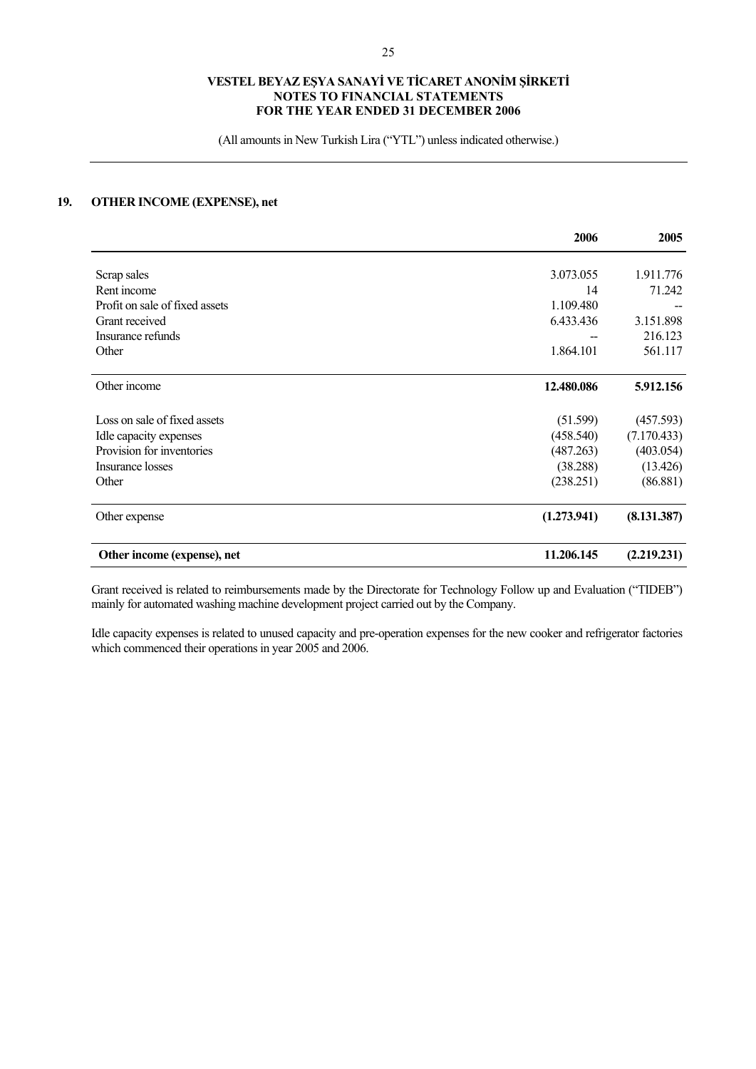## 19. OTHER INCOME (EXPENSE), net

| | 2006 | 2005 |
|---|---|---|
| Scrap sales | 3.073.055 | 1.911.776 |
| Rent income | 14 | 71.242 |
| Profit on sale of fixed assets | 1.109.480 | -- |
| Grant received | 6.433.436 | 3.151.898 |
| Insurance refunds | -- | 216.123 |
| Other | 1.864.101 | 561.117 |
| Other income | **12.480.086** | **5.912.156** |
| Loss on sale of fixed assets | (51.599) | (457.593) |
| Idle capacity expenses | (458.540) | (7.170.433) |
| Provision for inventories | (487.263) | (403.054) |
| Insurance losses | (38.288) | (13.426) |
| Other | (238.251) | (86.881) |
| Other expense | **(1.273.941)** | **(8.131.387)** |
| **Other income (expense), net** | **11.206.145** | **(2.219.231)** |

Grant received is related to reimbursements made by the Directorate for Technology Follow up and Evaluation ("TIDEB") mainly for automated washing machine development project carried out by the Company.

Idle capacity expenses is related to unused capacity and pre-operation expenses for the new cooker and refrigerator factories which commenced their operations in year 2005 and 2006.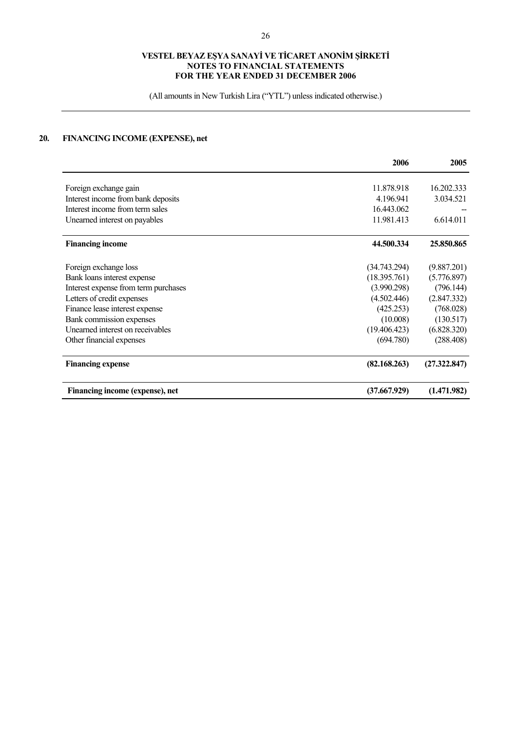## 20. FINANCING INCOME (EXPENSE), net

| | 2006 | 2005 |
|---|---|---|
| Foreign exchange gain | 11.878.918 | 16.202.333 |
| Interest income from bank deposits | 4.196.941 | 3.034.521 |
| Interest income from term sales | 16.443.062 | -- |
| Unearned interest on payables | 11.981.413 | 6.614.011 |
| **Financing income** | **44.500.334** | **25.850.865** |
| Foreign exchange loss | (34.743.294) | (9.887.201) |
| Bank loans interest expense | (18.395.761) | (5.776.897) |
| Interest expense from term purchases | (3.990.298) | (796.144) |
| Letters of credit expenses | (4.502.446) | (2.847.332) |
| Finance lease interest expense | (425.253) | (768.028) |
| Bank commission expenses | (10.008) | (130.517) |
| Unearned interest on receivables | (19.406.423) | (6.828.320) |
| Other financial expenses | (694.780) | (288.408) |
| **Financing expense** | **(82.168.263)** | **(27.322.847)** |
| **Financing income (expense), net** | **(37.667.929)** | **(1.471.982)** |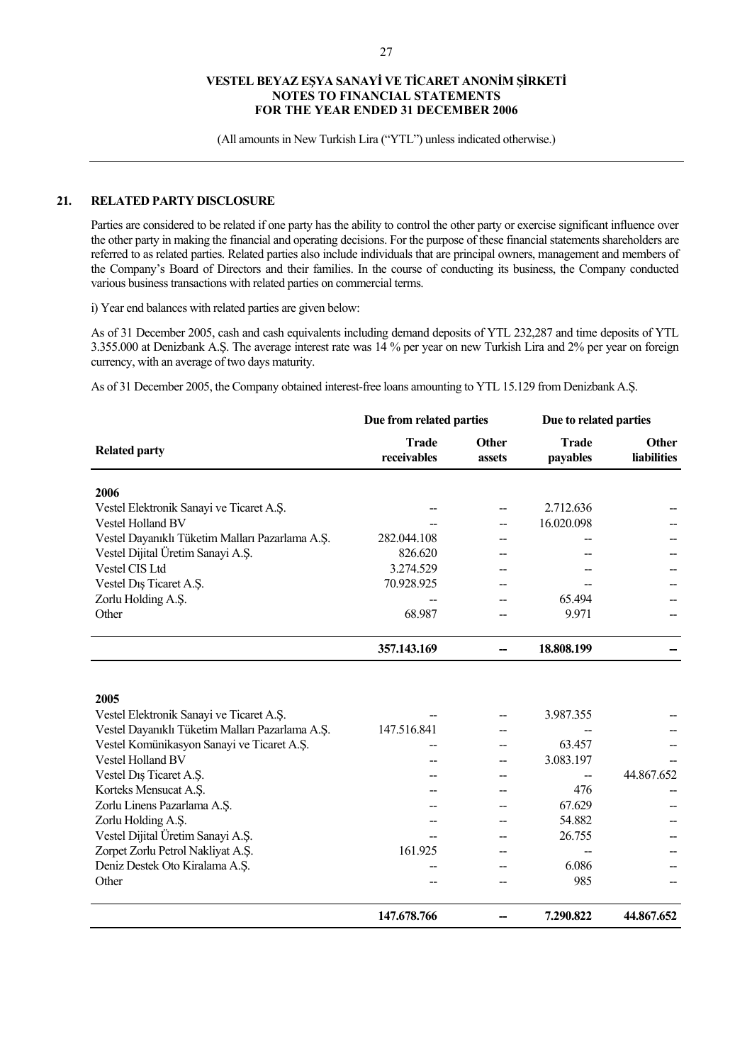# VESTEL BEYAZ EŞYA SANAYİ VE TİCARET ANONİM ŞİRKETİ
## NOTES TO FINANCIAL STATEMENTS
## FOR THE YEAR ENDED 31 DECEMBER 2006

(All amounts in New Turkish Lira ("YTL") unless indicated otherwise.)

## 21. RELATED PARTY DISCLOSURE

Parties are considered to be related if one party has the ability to control the other party or exercise significant influence over the other party in making the financial and operating decisions. For the purpose of these financial statements shareholders are referred to as related parties. Related parties also include individuals that are principal owners, management and members of the Company's Board of Directors and their families. In the course of conducting its business, the Company conducted various business transactions with related parties on commercial terms.

i) Year end balances with related parties are given below:

As of 31 December 2005, cash and cash equivalents including demand deposits of YTL 232,287 and time deposits of YTL 3.355.000 at Denizbank A.Ş. The average interest rate was 14 % per year on new Turkish Lira and 2% per year on foreign currency, with an average of two days maturity.

As of 31 December 2005, the Company obtained interest-free loans amounting to YTL 15.129 from Denizbank A.Ş.

| | Due from related parties | | Due to related parties | |
|---|---|---|---|---|
| **Related party** | **Trade receivables** | **Other assets** | **Trade payables** | **Other liabilities** |
| **2006** | | | | |
| Vestel Elektronik Sanayi ve Ticaret A.Ş. | -- | -- | 2.712.636 | -- |
| Vestel Holland BV | -- | -- | 16.020.098 | -- |
| Vestel Dayanıklı Tüketim Malları Pazarlama A.Ş. | 282.044.108 | -- | -- | -- |
| Vestel Dijital Üretim Sanayi A.Ş. | 826.620 | -- | -- | -- |
| Vestel CIS Ltd | 3.274.529 | -- | -- | -- |
| Vestel Dış Ticaret A.Ş. | 70.928.925 | -- | -- | -- |
| Zorlu Holding A.Ş. | -- | -- | 65.494 | -- |
| Other | 68.987 | -- | 9.971 | -- |
| | **357.143.169** | **--** | **18.808.199** | **--** |
| **2005** | | | | |
| Vestel Elektronik Sanayi ve Ticaret A.Ş. | -- | -- | 3.987.355 | -- |
| Vestel Dayanıklı Tüketim Malları Pazarlama A.Ş. | 147.516.841 | -- | -- | -- |
| Vestel Komünikasyon Sanayi ve Ticaret A.Ş. | -- | -- | 63.457 | -- |
| Vestel Holland BV | -- | -- | 3.083.197 | -- |
| Vestel Dış Ticaret A.Ş. | -- | -- | -- | 44.867.652 |
| Korteks Mensucat A.Ş. | -- | -- | 476 | -- |
| Zorlu Linens Pazarlama A.Ş. | -- | -- | 67.629 | -- |
| Zorlu Holding A.Ş. | -- | -- | 54.882 | -- |
| Vestel Dijital Üretim Sanayi A.Ş. | -- | -- | 26.755 | -- |
| Zorpet Zorlu Petrol Nakliyat A.Ş. | 161.925 | -- | -- | -- |
| Deniz Destek Oto Kiralama A.Ş. | -- | -- | 6.086 | -- |
| Other | -- | -- | 985 | -- |
| | **147.678.766** | **--** | **7.290.822** | **44.867.652** |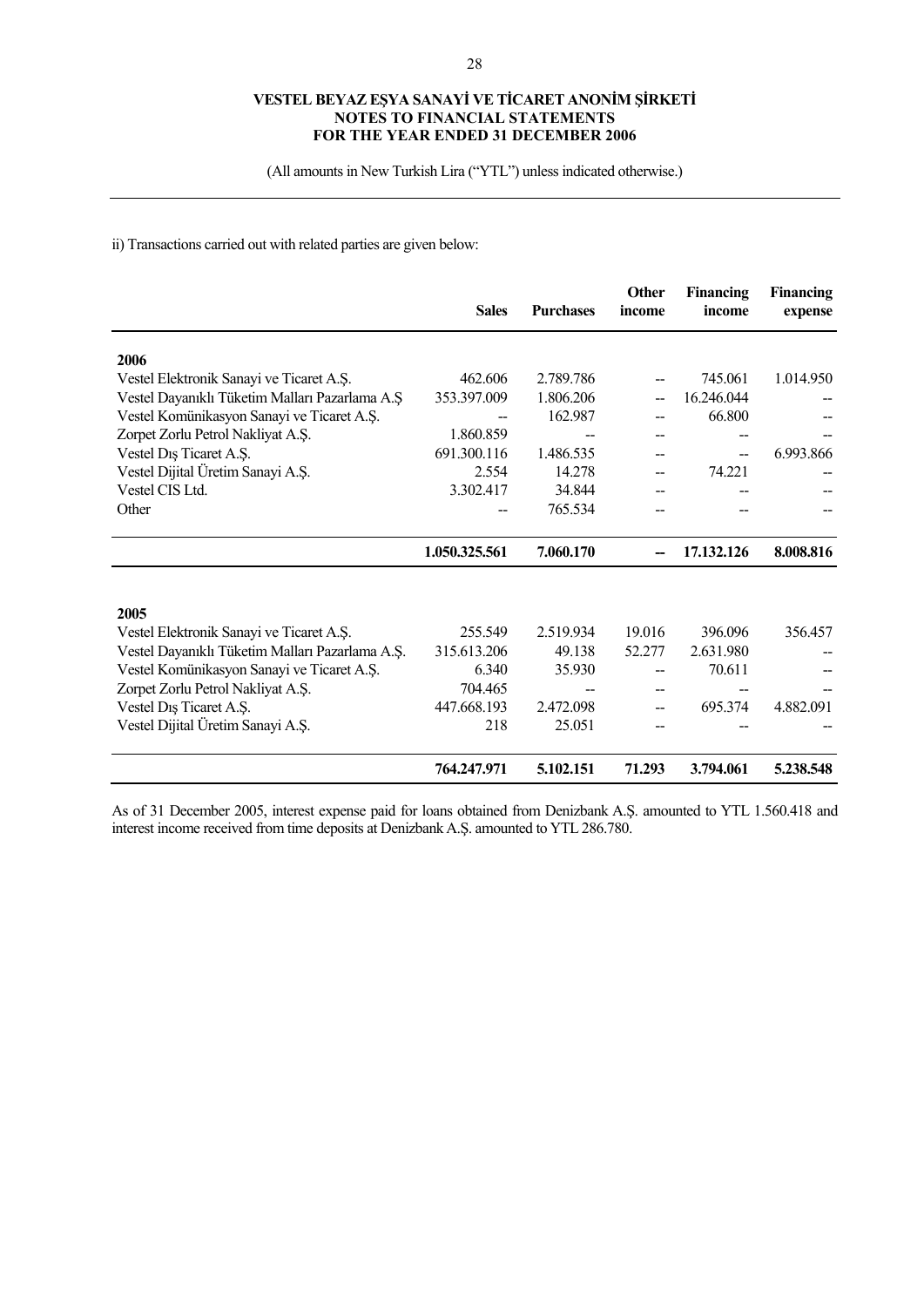**VESTEL BEYAZ EŞYA SANAYİ VE TİCARET ANONİM ŞİRKETİ**
**NOTES TO FINANCIAL STATEMENTS**
**FOR THE YEAR ENDED 31 DECEMBER 2006**

(All amounts in New Turkish Lira ("YTL") unless indicated otherwise.)

ii) Transactions carried out with related parties are given below:

| | Sales | Purchases | Other income | Financing income | Financing expense |
|---|---|---|---|---|---|
| **2006** | | | | | |
| Vestel Elektronik Sanayi ve Ticaret A.Ş. | 462.606 | 2.789.786 | -- | 745.061 | 1.014.950 |
| Vestel Dayanıklı Tüketim Malları Pazarlama A.Ş | 353.397.009 | 1.806.206 | -- | 16.246.044 | -- |
| Vestel Komünikasyon Sanayi ve Ticaret A.Ş. | -- | 162.987 | -- | 66.800 | -- |
| Zorpet Zorlu Petrol Nakliyat A.Ş. | 1.860.859 | -- | -- | -- | -- |
| Vestel Dış Ticaret A.Ş. | 691.300.116 | 1.486.535 | -- | -- | 6.993.866 |
| Vestel Dijital Üretim Sanayi A.Ş. | 2.554 | 14.278 | -- | 74.221 | -- |
| Vestel CIS Ltd. | 3.302.417 | 34.844 | -- | -- | -- |
| Other | -- | 765.534 | -- | -- | -- |
| | **1.050.325.561** | **7.060.170** | **--** | **17.132.126** | **8.008.816** |
| **2005** | | | | | |
| Vestel Elektronik Sanayi ve Ticaret A.Ş. | 255.549 | 2.519.934 | 19.016 | 396.096 | 356.457 |
| Vestel Dayanıklı Tüketim Malları Pazarlama A.Ş. | 315.613.206 | 49.138 | 52.277 | 2.631.980 | -- |
| Vestel Komünikasyon Sanayi ve Ticaret A.Ş. | 6.340 | 35.930 | -- | 70.611 | -- |
| Zorpet Zorlu Petrol Nakliyat A.Ş. | 704.465 | -- | -- | -- | -- |
| Vestel Dış Ticaret A.Ş. | 447.668.193 | 2.472.098 | -- | 695.374 | 4.882.091 |
| Vestel Dijital Üretim Sanayi A.Ş. | 218 | 25.051 | -- | -- | -- |
| | **764.247.971** | **5.102.151** | **71.293** | **3.794.061** | **5.238.548** |

As of 31 December 2005, interest expense paid for loans obtained from Denizbank A.Ş. amounted to YTL 1.560.418 and interest income received from time deposits at Denizbank A.Ş. amounted to YTL 286.780.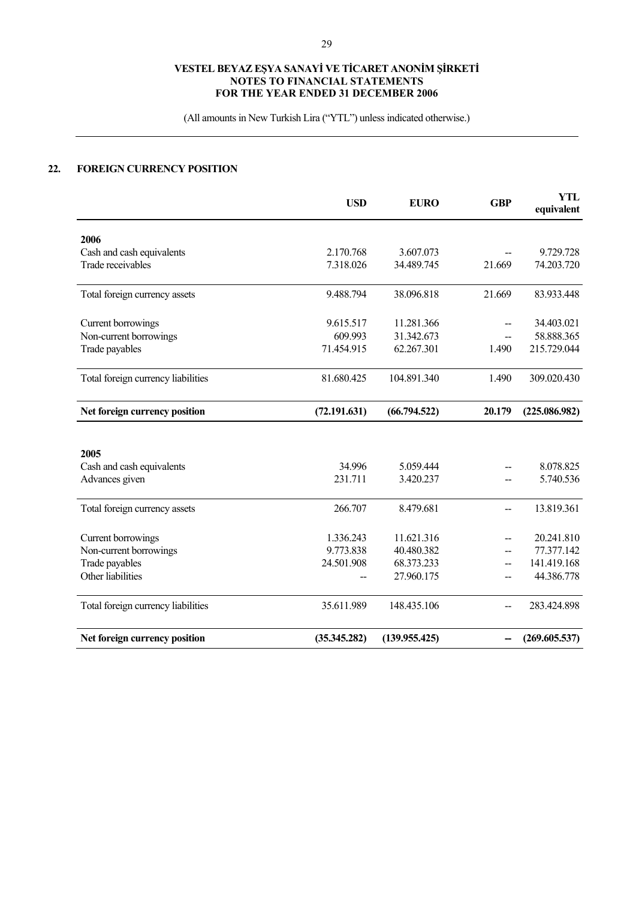VESTEL BEYAZ EŞYA SANAYİ VE TİCARET ANONİM ŞİRKETİ
NOTES TO FINANCIAL STATEMENTS
FOR THE YEAR ENDED 31 DECEMBER 2006

(All amounts in New Turkish Lira ("YTL") unless indicated otherwise.)

## 22. FOREIGN CURRENCY POSITION

| | USD | EURO | GBP | YTL equivalent |
|---|---|---|---|---|
| **2006** | | | | |
| Cash and cash equivalents | 2.170.768 | 3.607.073 | -- | 9.729.728 |
| Trade receivables | 7.318.026 | 34.489.745 | 21.669 | 74.203.720 |
| Total foreign currency assets | 9.488.794 | 38.096.818 | 21.669 | 83.933.448 |
| Current borrowings | 9.615.517 | 11.281.366 | -- | 34.403.021 |
| Non-current borrowings | 609.993 | 31.342.673 | -- | 58.888.365 |
| Trade payables | 71.454.915 | 62.267.301 | 1.490 | 215.729.044 |
| Total foreign currency liabilities | 81.680.425 | 104.891.340 | 1.490 | 309.020.430 |
| **Net foreign currency position** | **(72.191.631)** | **(66.794.522)** | **20.179** | **(225.086.982)** |
| **2005** | | | | |
| Cash and cash equivalents | 34.996 | 5.059.444 | -- | 8.078.825 |
| Advances given | 231.711 | 3.420.237 | -- | 5.740.536 |
| Total foreign currency assets | 266.707 | 8.479.681 | -- | 13.819.361 |
| Current borrowings | 1.336.243 | 11.621.316 | -- | 20.241.810 |
| Non-current borrowings | 9.773.838 | 40.480.382 | -- | 77.377.142 |
| Trade payables | 24.501.908 | 68.373.233 | -- | 141.419.168 |
| Other liabilities | -- | 27.960.175 | -- | 44.386.778 |
| Total foreign currency liabilities | 35.611.989 | 148.435.106 | -- | 283.424.898 |
| **Net foreign currency position** | **(35.345.282)** | **(139.955.425)** | **--** | **(269.605.537)** |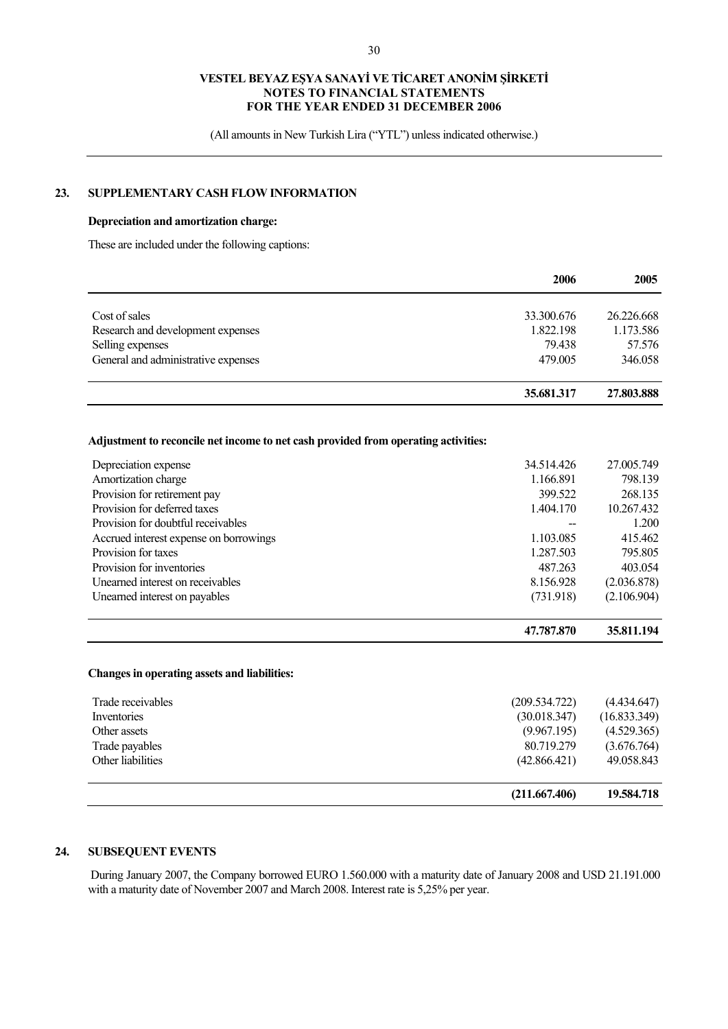## 23. SUPPLEMENTARY CASH FLOW INFORMATION

**Depreciation and amortization charge:**

These are included under the following captions:

| | 2006 | 2005 |
|---|---|---|
| Cost of sales | 33.300.676 | 26.226.668 |
| Research and development expenses | 1.822.198 | 1.173.586 |
| Selling expenses | 79.438 | 57.576 |
| General and administrative expenses | 479.005 | 346.058 |
| | **35.681.317** | **27.803.888** |

**Adjustment to reconcile net income to net cash provided from operating activities:**

| | | |
|---|---|---|
| Depreciation expense | 34.514.426 | 27.005.749 |
| Amortization charge | 1.166.891 | 798.139 |
| Provision for retirement pay | 399.522 | 268.135 |
| Provision for deferred taxes | 1.404.170 | 10.267.432 |
| Provision for doubtful receivables | -- | 1.200 |
| Accrued interest expense on borrowings | 1.103.085 | 415.462 |
| Provision for taxes | 1.287.503 | 795.805 |
| Provision for inventories | 487.263 | 403.054 |
| Unearned interest on receivables | 8.156.928 | (2.036.878) |
| Unearned interest on payables | (731.918) | (2.106.904) |
| | **47.787.870** | **35.811.194** |

**Changes in operating assets and liabilities:**

| | | |
|---|---|---|
| Trade receivables | (209.534.722) | (4.434.647) |
| Inventories | (30.018.347) | (16.833.349) |
| Other assets | (9.967.195) | (4.529.365) |
| Trade payables | 80.719.279 | (3.676.764) |
| Other liabilities | (42.866.421) | 49.058.843 |
| | **(211.667.406)** | **19.584.718** |

## 24. SUBSEQUENT EVENTS

During January 2007, the Company borrowed EURO 1.560.000 with a maturity date of January 2008 and USD 21.191.000 with a maturity date of November 2007 and March 2008. Interest rate is 5,25% per year.